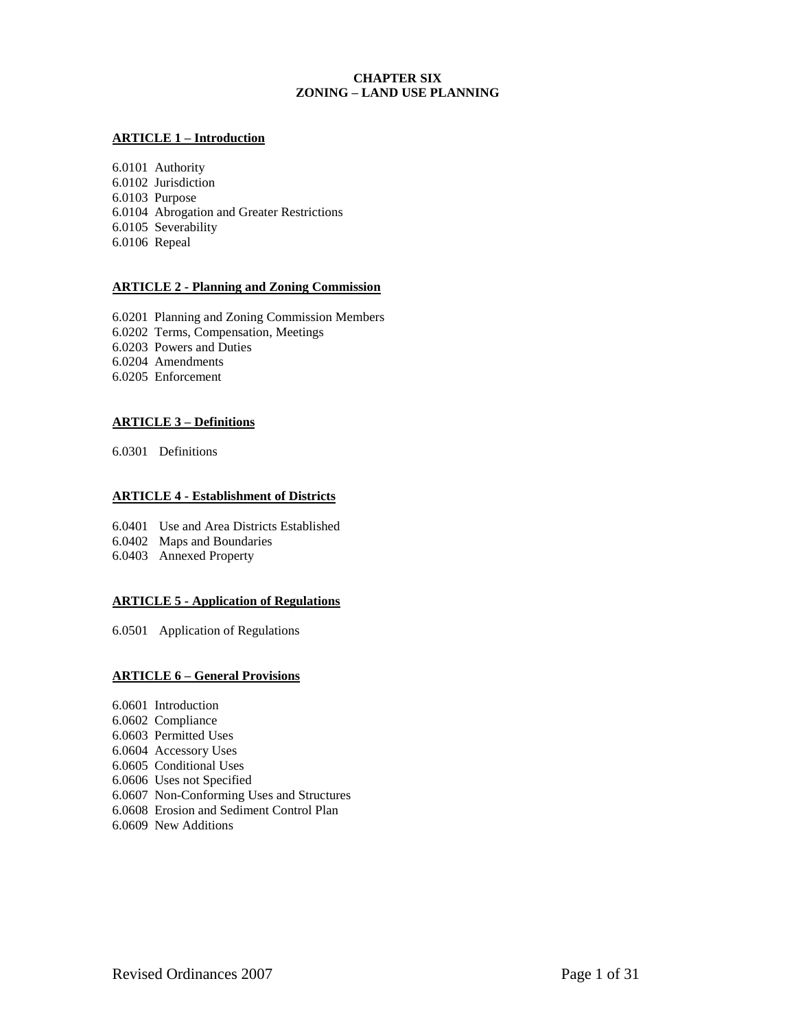# CHAPTER SIX
# ZONING – LAND USE PLANNING

## ARTICLE 1 – Introduction

6.0101 Authority
6.0102 Jurisdiction
6.0103 Purpose
6.0104 Abrogation and Greater Restrictions
6.0105 Severability
6.0106 Repeal

## ARTICLE 2 - Planning and Zoning Commission

6.0201 Planning and Zoning Commission Members
6.0202 Terms, Compensation, Meetings
6.0203 Powers and Duties
6.0204 Amendments
6.0205 Enforcement

## ARTICLE 3 – Definitions

6.0301 Definitions

## ARTICLE 4 - Establishment of Districts

6.0401 Use and Area Districts Established
6.0402 Maps and Boundaries
6.0403 Annexed Property

## ARTICLE 5 - Application of Regulations

6.0501 Application of Regulations

## ARTICLE 6 – General Provisions

6.0601 Introduction
6.0602 Compliance
6.0603 Permitted Uses
6.0604 Accessory Uses
6.0605 Conditional Uses
6.0606 Uses not Specified
6.0607 Non-Conforming Uses and Structures
6.0608 Erosion and Sediment Control Plan
6.0609 New Additions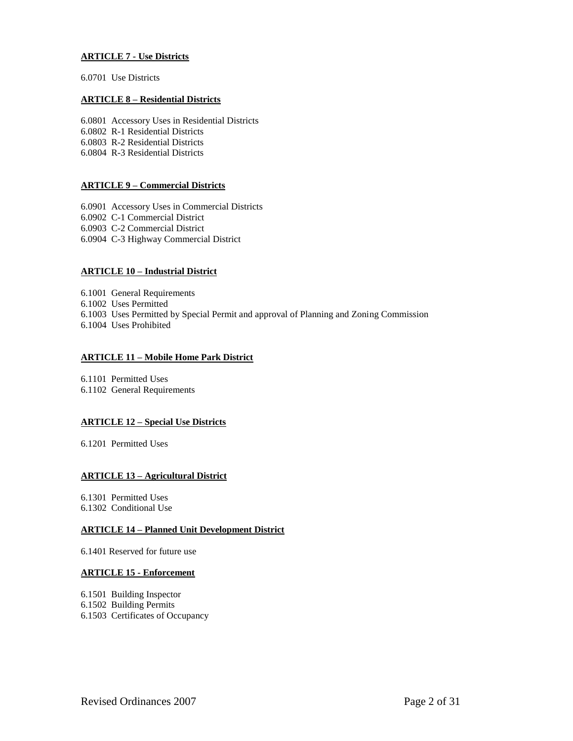**ARTICLE 7 - Use Districts**

6.0701 Use Districts

**ARTICLE 8 – Residential Districts**

6.0801 Accessory Uses in Residential Districts
6.0802 R-1 Residential Districts
6.0803 R-2 Residential Districts
6.0804 R-3 Residential Districts

**ARTICLE 9 – Commercial Districts**

6.0901 Accessory Uses in Commercial Districts
6.0902 C-1 Commercial District
6.0903 C-2 Commercial District
6.0904 C-3 Highway Commercial District

**ARTICLE 10 – Industrial District**

6.1001 General Requirements
6.1002 Uses Permitted
6.1003 Uses Permitted by Special Permit and approval of Planning and Zoning Commission
6.1004 Uses Prohibited

**ARTICLE 11 – Mobile Home Park District**

6.1101 Permitted Uses
6.1102 General Requirements

**ARTICLE 12 – Special Use Districts**

6.1201 Permitted Uses

**ARTICLE 13 – Agricultural District**

6.1301 Permitted Uses
6.1302 Conditional Use

**ARTICLE 14 – Planned Unit Development District**

6.1401 Reserved for future use

**ARTICLE 15 - Enforcement**

6.1501 Building Inspector
6.1502 Building Permits
6.1503 Certificates of Occupancy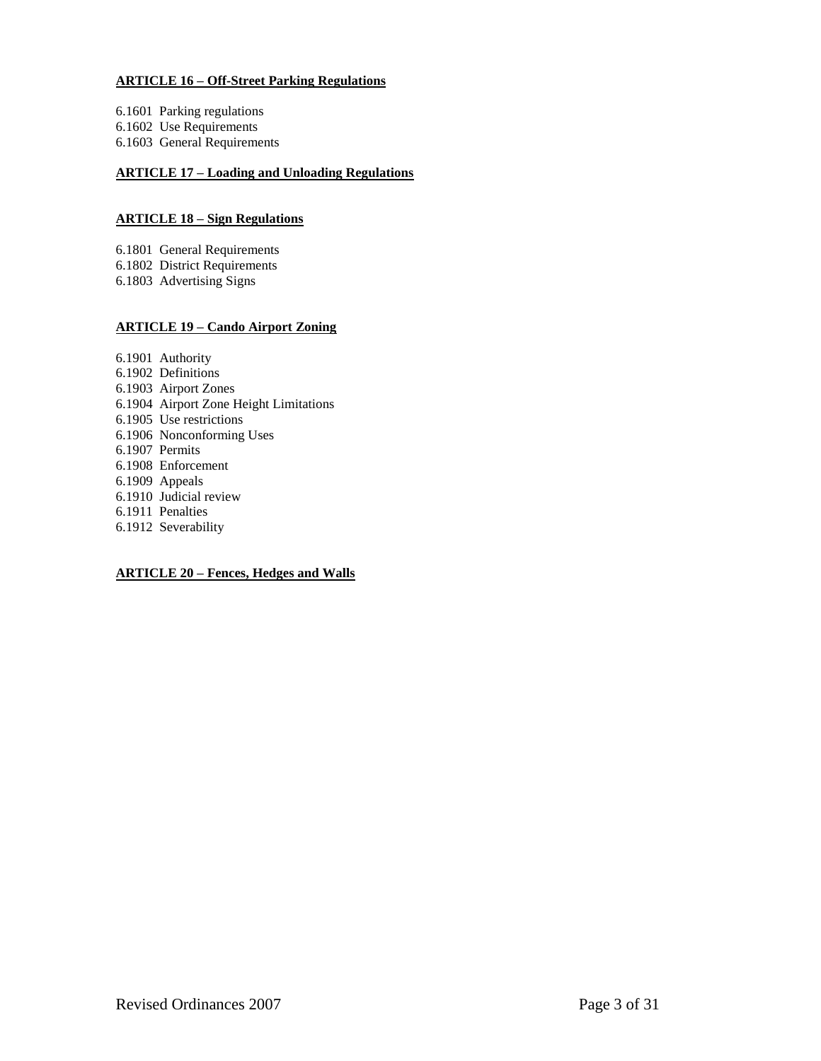**ARTICLE 16 – Off-Street Parking Regulations**

6.1601 Parking regulations
6.1602 Use Requirements
6.1603 General Requirements

**ARTICLE 17 – Loading and Unloading Regulations**

**ARTICLE 18 – Sign Regulations**

6.1801 General Requirements
6.1802 District Requirements
6.1803 Advertising Signs

**ARTICLE 19 – Cando Airport Zoning**

6.1901 Authority
6.1902 Definitions
6.1903 Airport Zones
6.1904 Airport Zone Height Limitations
6.1905 Use restrictions
6.1906 Nonconforming Uses
6.1907 Permits
6.1908 Enforcement
6.1909 Appeals
6.1910 Judicial review
6.1911 Penalties
6.1912 Severability

**ARTICLE 20 – Fences, Hedges and Walls**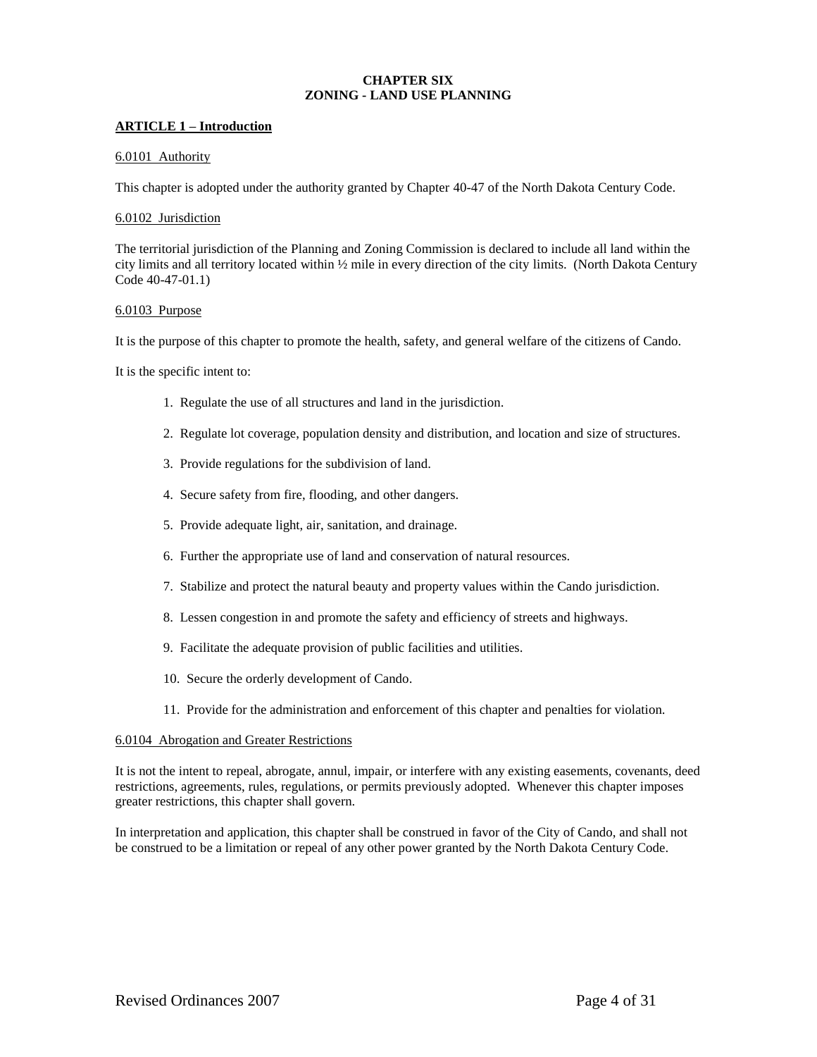# CHAPTER SIX
# ZONING - LAND USE PLANNING

## ARTICLE 1 – Introduction

### 6.0101 Authority

This chapter is adopted under the authority granted by Chapter 40-47 of the North Dakota Century Code.

### 6.0102 Jurisdiction

The territorial jurisdiction of the Planning and Zoning Commission is declared to include all land within the city limits and all territory located within ½ mile in every direction of the city limits. (North Dakota Century Code 40-47-01.1)

### 6.0103 Purpose

It is the purpose of this chapter to promote the health, safety, and general welfare of the citizens of Cando.

It is the specific intent to:

1. Regulate the use of all structures and land in the jurisdiction.
2. Regulate lot coverage, population density and distribution, and location and size of structures.
3. Provide regulations for the subdivision of land.
4. Secure safety from fire, flooding, and other dangers.
5. Provide adequate light, air, sanitation, and drainage.
6. Further the appropriate use of land and conservation of natural resources.
7. Stabilize and protect the natural beauty and property values within the Cando jurisdiction.
8. Lessen congestion in and promote the safety and efficiency of streets and highways.
9. Facilitate the adequate provision of public facilities and utilities.
10. Secure the orderly development of Cando.
11. Provide for the administration and enforcement of this chapter and penalties for violation.

### 6.0104 Abrogation and Greater Restrictions

It is not the intent to repeal, abrogate, annul, impair, or interfere with any existing easements, covenants, deed restrictions, agreements, rules, regulations, or permits previously adopted. Whenever this chapter imposes greater restrictions, this chapter shall govern.

In interpretation and application, this chapter shall be construed in favor of the City of Cando, and shall not be construed to be a limitation or repeal of any other power granted by the North Dakota Century Code.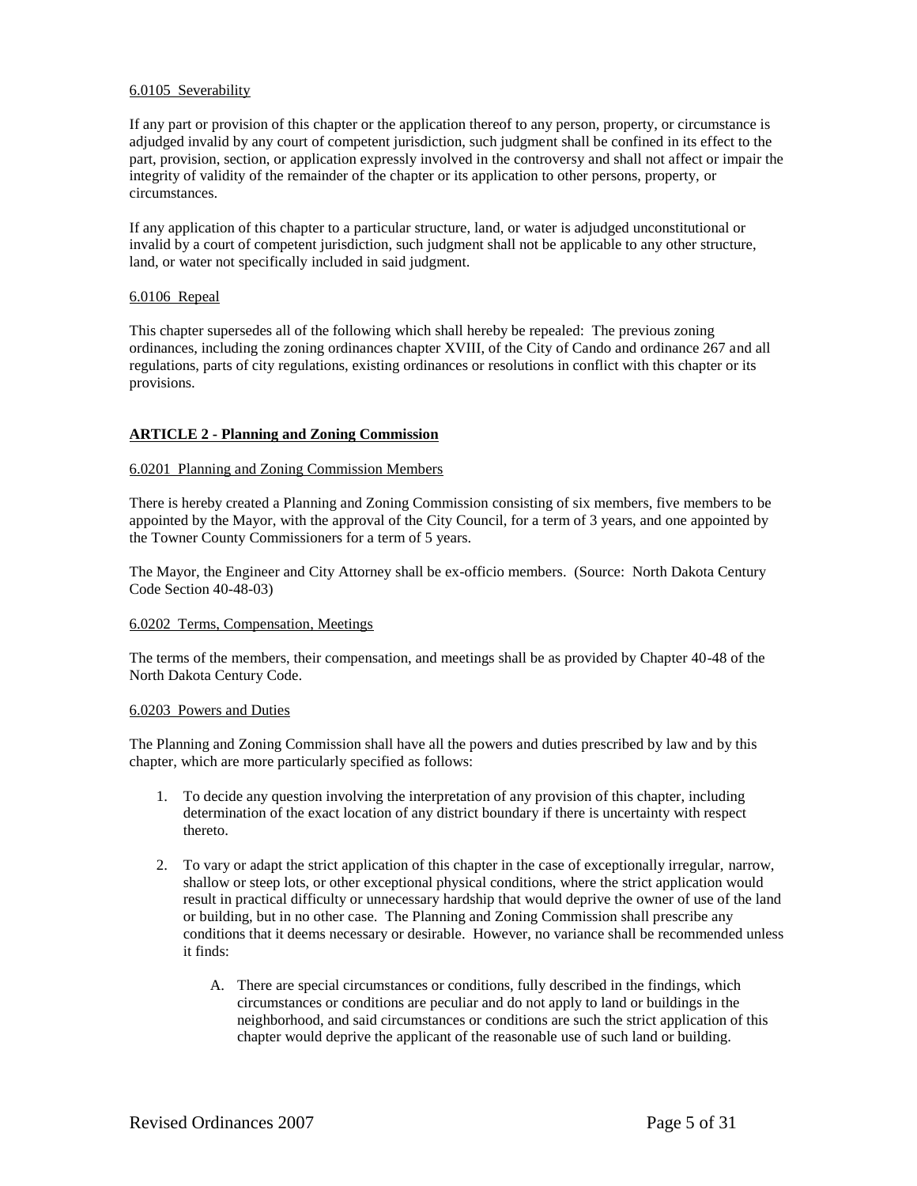6.0105 Severability

If any part or provision of this chapter or the application thereof to any person, property, or circumstance is adjudged invalid by any court of competent jurisdiction, such judgment shall be confined in its effect to the part, provision, section, or application expressly involved in the controversy and shall not affect or impair the integrity of validity of the remainder of the chapter or its application to other persons, property, or circumstances.

If any application of this chapter to a particular structure, land, or water is adjudged unconstitutional or invalid by a court of competent jurisdiction, such judgment shall not be applicable to any other structure, land, or water not specifically included in said judgment.

6.0106 Repeal

This chapter supersedes all of the following which shall hereby be repealed: The previous zoning ordinances, including the zoning ordinances chapter XVIII, of the City of Cando and ordinance 267 and all regulations, parts of city regulations, existing ordinances or resolutions in conflict with this chapter or its provisions.

## ARTICLE 2 - Planning and Zoning Commission

6.0201 Planning and Zoning Commission Members

There is hereby created a Planning and Zoning Commission consisting of six members, five members to be appointed by the Mayor, with the approval of the City Council, for a term of 3 years, and one appointed by the Towner County Commissioners for a term of 5 years.

The Mayor, the Engineer and City Attorney shall be ex-officio members. (Source: North Dakota Century Code Section 40-48-03)

6.0202 Terms, Compensation, Meetings

The terms of the members, their compensation, and meetings shall be as provided by Chapter 40-48 of the North Dakota Century Code.

6.0203 Powers and Duties

The Planning and Zoning Commission shall have all the powers and duties prescribed by law and by this chapter, which are more particularly specified as follows:

1. To decide any question involving the interpretation of any provision of this chapter, including determination of the exact location of any district boundary if there is uncertainty with respect thereto.

2. To vary or adapt the strict application of this chapter in the case of exceptionally irregular, narrow, shallow or steep lots, or other exceptional physical conditions, where the strict application would result in practical difficulty or unnecessary hardship that would deprive the owner of use of the land or building, but in no other case. The Planning and Zoning Commission shall prescribe any conditions that it deems necessary or desirable. However, no variance shall be recommended unless it finds:

   A. There are special circumstances or conditions, fully described in the findings, which circumstances or conditions are peculiar and do not apply to land or buildings in the neighborhood, and said circumstances or conditions are such the strict application of this chapter would deprive the applicant of the reasonable use of such land or building.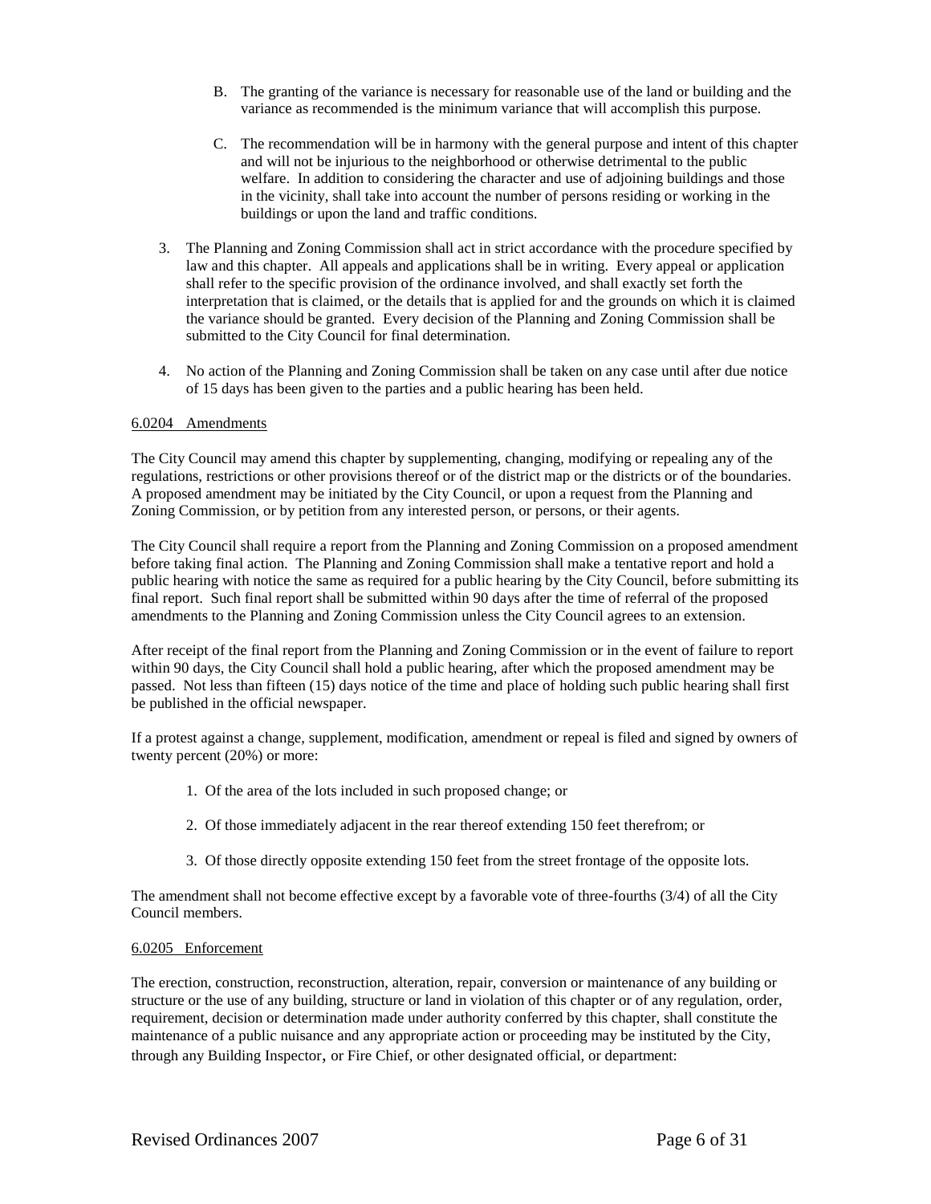B. The granting of the variance is necessary for reasonable use of the land or building and the variance as recommended is the minimum variance that will accomplish this purpose.

C. The recommendation will be in harmony with the general purpose and intent of this chapter and will not be injurious to the neighborhood or otherwise detrimental to the public welfare. In addition to considering the character and use of adjoining buildings and those in the vicinity, shall take into account the number of persons residing or working in the buildings or upon the land and traffic conditions.

3. The Planning and Zoning Commission shall act in strict accordance with the procedure specified by law and this chapter. All appeals and applications shall be in writing. Every appeal or application shall refer to the specific provision of the ordinance involved, and shall exactly set forth the interpretation that is claimed, or the details that is applied for and the grounds on which it is claimed the variance should be granted. Every decision of the Planning and Zoning Commission shall be submitted to the City Council for final determination.

4. No action of the Planning and Zoning Commission shall be taken on any case until after due notice of 15 days has been given to the parties and a public hearing has been held.

6.0204 Amendments

The City Council may amend this chapter by supplementing, changing, modifying or repealing any of the regulations, restrictions or other provisions thereof or of the district map or the districts or of the boundaries. A proposed amendment may be initiated by the City Council, or upon a request from the Planning and Zoning Commission, or by petition from any interested person, or persons, or their agents.

The City Council shall require a report from the Planning and Zoning Commission on a proposed amendment before taking final action. The Planning and Zoning Commission shall make a tentative report and hold a public hearing with notice the same as required for a public hearing by the City Council, before submitting its final report. Such final report shall be submitted within 90 days after the time of referral of the proposed amendments to the Planning and Zoning Commission unless the City Council agrees to an extension.

After receipt of the final report from the Planning and Zoning Commission or in the event of failure to report within 90 days, the City Council shall hold a public hearing, after which the proposed amendment may be passed. Not less than fifteen (15) days notice of the time and place of holding such public hearing shall first be published in the official newspaper.

If a protest against a change, supplement, modification, amendment or repeal is filed and signed by owners of twenty percent (20%) or more:

1. Of the area of the lots included in such proposed change; or

2. Of those immediately adjacent in the rear thereof extending 150 feet therefrom; or

3. Of those directly opposite extending 150 feet from the street frontage of the opposite lots.

The amendment shall not become effective except by a favorable vote of three-fourths (3/4) of all the City Council members.

6.0205 Enforcement

The erection, construction, reconstruction, alteration, repair, conversion or maintenance of any building or structure or the use of any building, structure or land in violation of this chapter or of any regulation, order, requirement, decision or determination made under authority conferred by this chapter, shall constitute the maintenance of a public nuisance and any appropriate action or proceeding may be instituted by the City, through any Building Inspector, or Fire Chief, or other designated official, or department: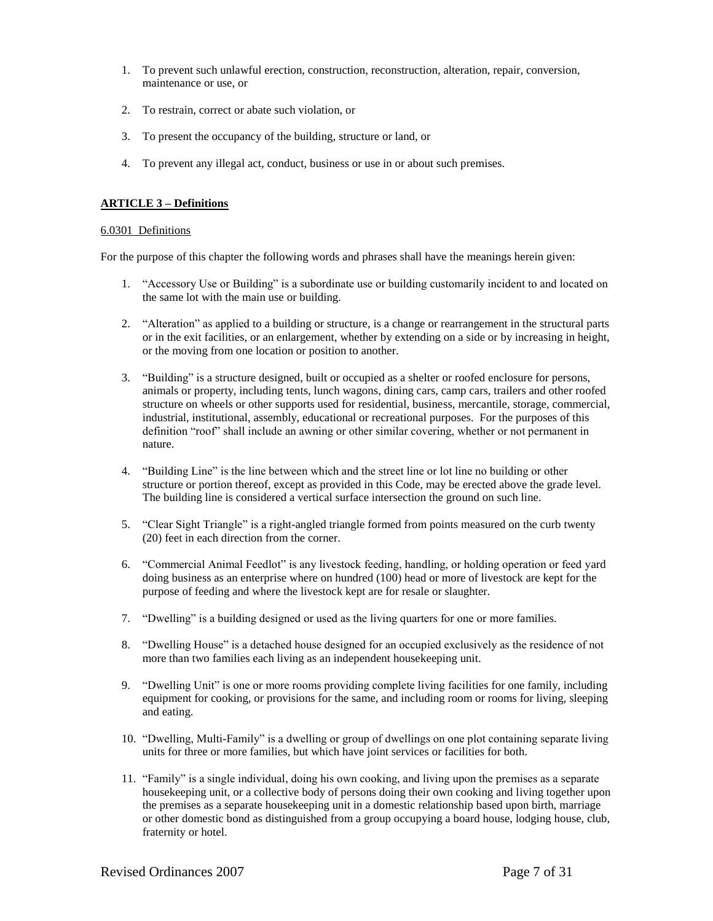1. To prevent such unlawful erection, construction, reconstruction, alteration, repair, conversion, maintenance or use, or

2. To restrain, correct or abate such violation, or

3. To present the occupancy of the building, structure or land, or

4. To prevent any illegal act, conduct, business or use in or about such premises.

## **ARTICLE 3 – Definitions**

6.0301 Definitions

For the purpose of this chapter the following words and phrases shall have the meanings herein given:

1. "Accessory Use or Building" is a subordinate use or building customarily incident to and located on the same lot with the main use or building.

2. "Alteration" as applied to a building or structure, is a change or rearrangement in the structural parts or in the exit facilities, or an enlargement, whether by extending on a side or by increasing in height, or the moving from one location or position to another.

3. "Building" is a structure designed, built or occupied as a shelter or roofed enclosure for persons, animals or property, including tents, lunch wagons, dining cars, camp cars, trailers and other roofed structure on wheels or other supports used for residential, business, mercantile, storage, commercial, industrial, institutional, assembly, educational or recreational purposes. For the purposes of this definition "roof" shall include an awning or other similar covering, whether or not permanent in nature.

4. "Building Line" is the line between which and the street line or lot line no building or other structure or portion thereof, except as provided in this Code, may be erected above the grade level. The building line is considered a vertical surface intersection the ground on such line.

5. "Clear Sight Triangle" is a right-angled triangle formed from points measured on the curb twenty (20) feet in each direction from the corner.

6. "Commercial Animal Feedlot" is any livestock feeding, handling, or holding operation or feed yard doing business as an enterprise where on hundred (100) head or more of livestock are kept for the purpose of feeding and where the livestock kept are for resale or slaughter.

7. "Dwelling" is a building designed or used as the living quarters for one or more families.

8. "Dwelling House" is a detached house designed for an occupied exclusively as the residence of not more than two families each living as an independent housekeeping unit.

9. "Dwelling Unit" is one or more rooms providing complete living facilities for one family, including equipment for cooking, or provisions for the same, and including room or rooms for living, sleeping and eating.

10. "Dwelling, Multi-Family" is a dwelling or group of dwellings on one plot containing separate living units for three or more families, but which have joint services or facilities for both.

11. "Family" is a single individual, doing his own cooking, and living upon the premises as a separate housekeeping unit, or a collective body of persons doing their own cooking and living together upon the premises as a separate housekeeping unit in a domestic relationship based upon birth, marriage or other domestic bond as distinguished from a group occupying a board house, lodging house, club, fraternity or hotel.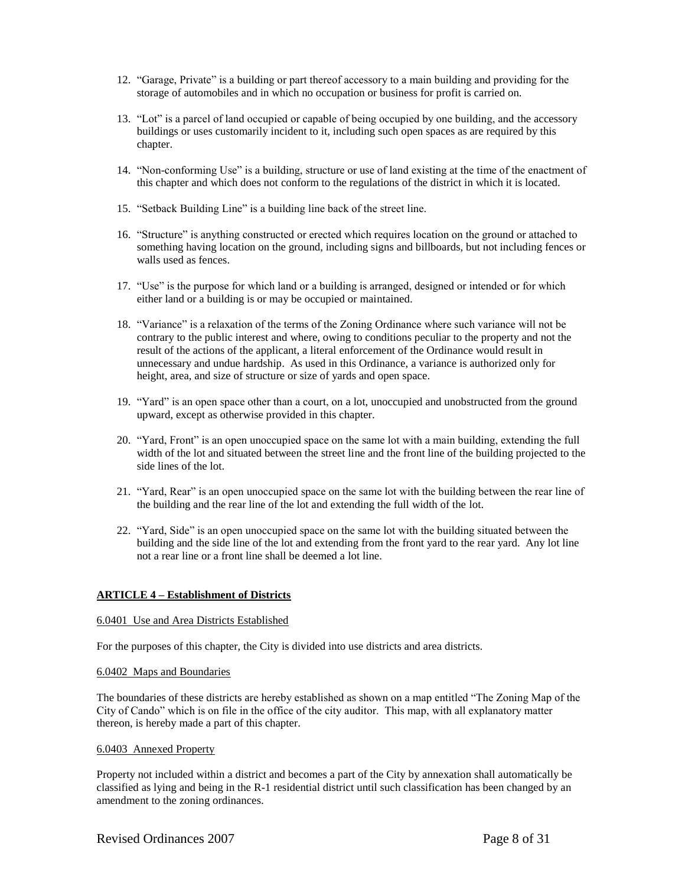12. "Garage, Private" is a building or part thereof accessory to a main building and providing for the storage of automobiles and in which no occupation or business for profit is carried on.

13. "Lot" is a parcel of land occupied or capable of being occupied by one building, and the accessory buildings or uses customarily incident to it, including such open spaces as are required by this chapter.

14. "Non-conforming Use" is a building, structure or use of land existing at the time of the enactment of this chapter and which does not conform to the regulations of the district in which it is located.

15. "Setback Building Line" is a building line back of the street line.

16. "Structure" is anything constructed or erected which requires location on the ground or attached to something having location on the ground, including signs and billboards, but not including fences or walls used as fences.

17. "Use" is the purpose for which land or a building is arranged, designed or intended or for which either land or a building is or may be occupied or maintained.

18. "Variance" is a relaxation of the terms of the Zoning Ordinance where such variance will not be contrary to the public interest and where, owing to conditions peculiar to the property and not the result of the actions of the applicant, a literal enforcement of the Ordinance would result in unnecessary and undue hardship. As used in this Ordinance, a variance is authorized only for height, area, and size of structure or size of yards and open space.

19. "Yard" is an open space other than a court, on a lot, unoccupied and unobstructed from the ground upward, except as otherwise provided in this chapter.

20. "Yard, Front" is an open unoccupied space on the same lot with a main building, extending the full width of the lot and situated between the street line and the front line of the building projected to the side lines of the lot.

21. "Yard, Rear" is an open unoccupied space on the same lot with the building between the rear line of the building and the rear line of the lot and extending the full width of the lot.

22. "Yard, Side" is an open unoccupied space on the same lot with the building situated between the building and the side line of the lot and extending from the front yard to the rear yard. Any lot line not a rear line or a front line shall be deemed a lot line.

## ARTICLE 4 – Establishment of Districts

### 6.0401 Use and Area Districts Established

For the purposes of this chapter, the City is divided into use districts and area districts.

### 6.0402 Maps and Boundaries

The boundaries of these districts are hereby established as shown on a map entitled "The Zoning Map of the City of Cando" which is on file in the office of the city auditor. This map, with all explanatory matter thereon, is hereby made a part of this chapter.

### 6.0403 Annexed Property

Property not included within a district and becomes a part of the City by annexation shall automatically be classified as lying and being in the R-1 residential district until such classification has been changed by an amendment to the zoning ordinances.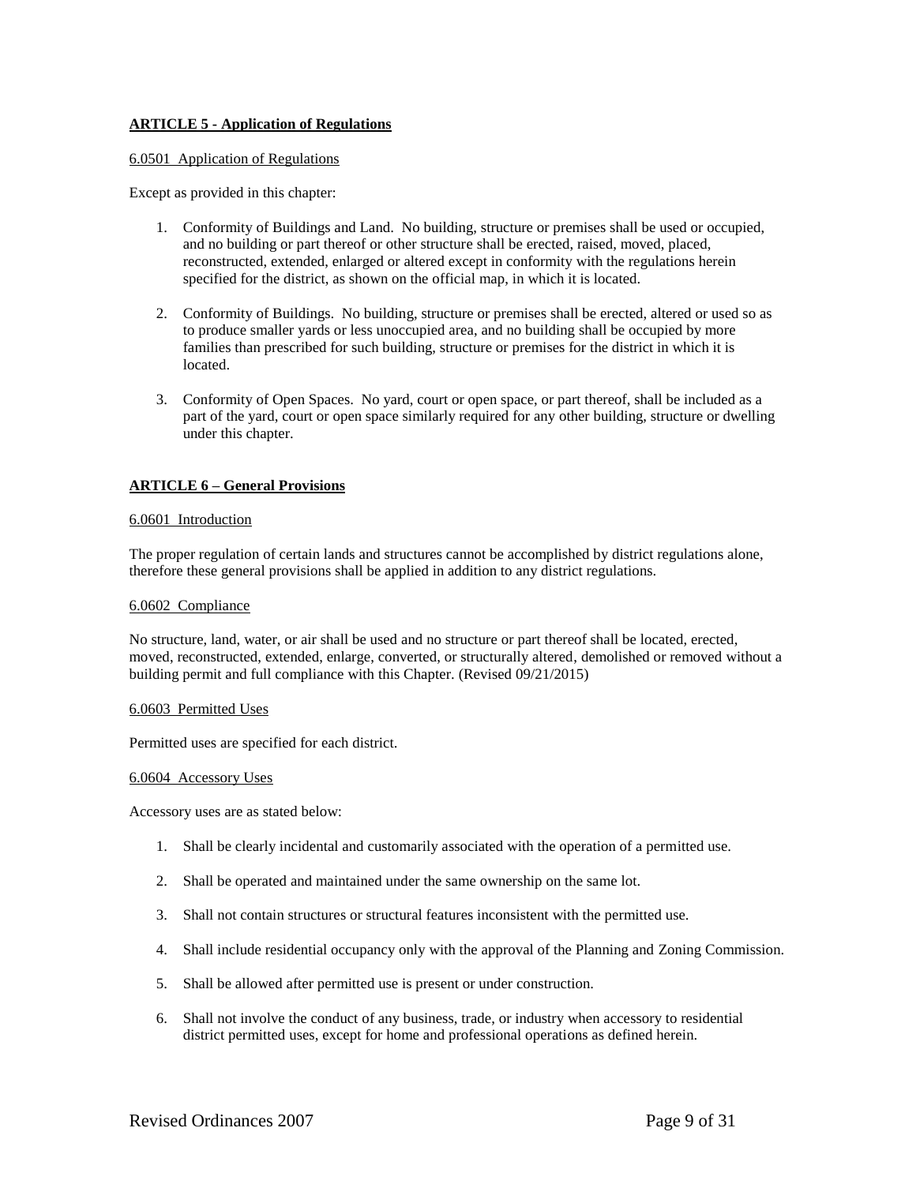## ARTICLE 5 - Application of Regulations

### 6.0501 Application of Regulations

Except as provided in this chapter:

1. Conformity of Buildings and Land. No building, structure or premises shall be used or occupied, and no building or part thereof or other structure shall be erected, raised, moved, placed, reconstructed, extended, enlarged or altered except in conformity with the regulations herein specified for the district, as shown on the official map, in which it is located.

2. Conformity of Buildings. No building, structure or premises shall be erected, altered or used so as to produce smaller yards or less unoccupied area, and no building shall be occupied by more families than prescribed for such building, structure or premises for the district in which it is located.

3. Conformity of Open Spaces. No yard, court or open space, or part thereof, shall be included as a part of the yard, court or open space similarly required for any other building, structure or dwelling under this chapter.

## ARTICLE 6 – General Provisions

### 6.0601 Introduction

The proper regulation of certain lands and structures cannot be accomplished by district regulations alone, therefore these general provisions shall be applied in addition to any district regulations.

### 6.0602 Compliance

No structure, land, water, or air shall be used and no structure or part thereof shall be located, erected, moved, reconstructed, extended, enlarge, converted, or structurally altered, demolished or removed without a building permit and full compliance with this Chapter. (Revised 09/21/2015)

### 6.0603 Permitted Uses

Permitted uses are specified for each district.

### 6.0604 Accessory Uses

Accessory uses are as stated below:

1. Shall be clearly incidental and customarily associated with the operation of a permitted use.

2. Shall be operated and maintained under the same ownership on the same lot.

3. Shall not contain structures or structural features inconsistent with the permitted use.

4. Shall include residential occupancy only with the approval of the Planning and Zoning Commission.

5. Shall be allowed after permitted use is present or under construction.

6. Shall not involve the conduct of any business, trade, or industry when accessory to residential district permitted uses, except for home and professional operations as defined herein.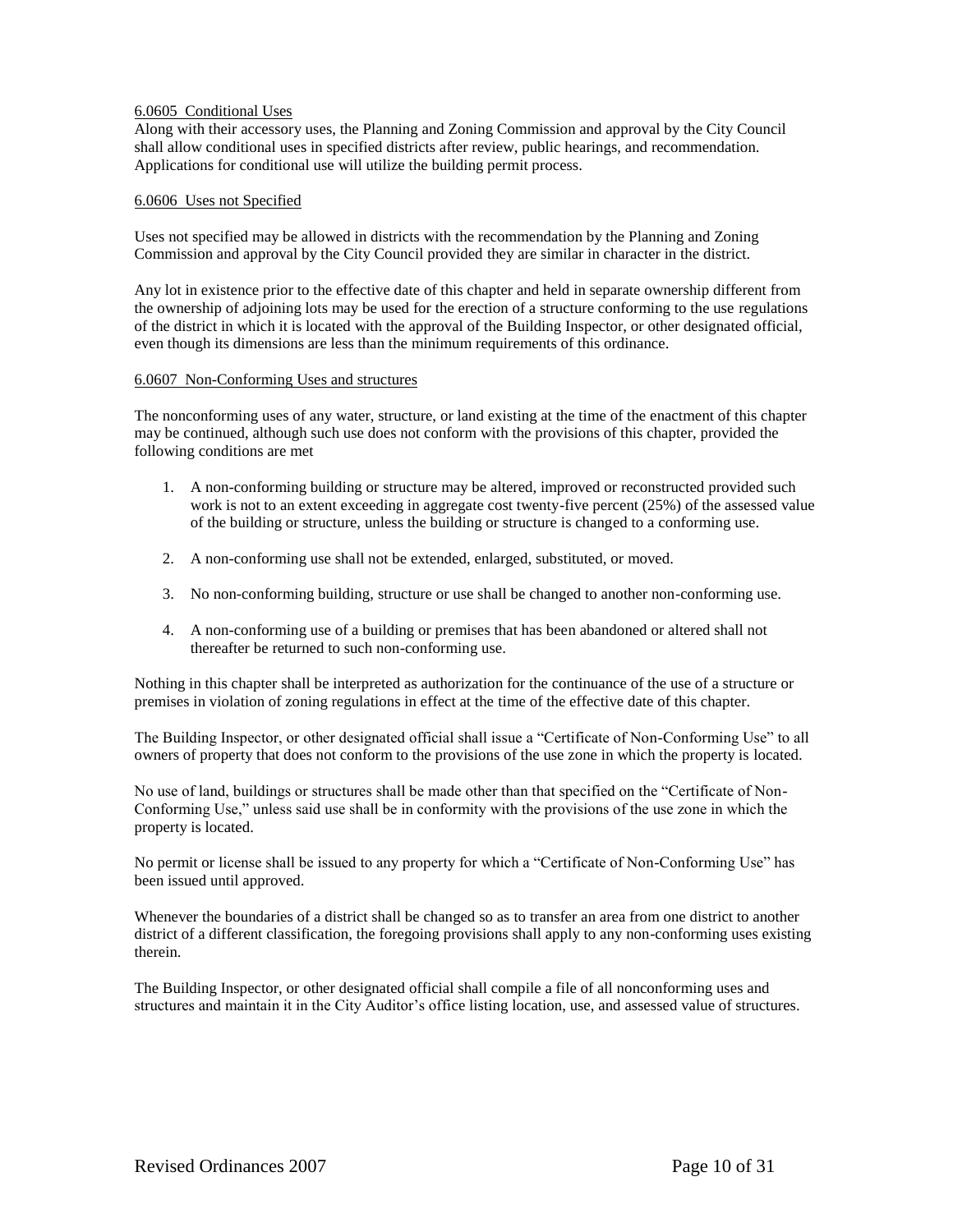### 6.0605 Conditional Uses

Along with their accessory uses, the Planning and Zoning Commission and approval by the City Council shall allow conditional uses in specified districts after review, public hearings, and recommendation. Applications for conditional use will utilize the building permit process.

### 6.0606 Uses not Specified

Uses not specified may be allowed in districts with the recommendation by the Planning and Zoning Commission and approval by the City Council provided they are similar in character in the district.

Any lot in existence prior to the effective date of this chapter and held in separate ownership different from the ownership of adjoining lots may be used for the erection of a structure conforming to the use regulations of the district in which it is located with the approval of the Building Inspector, or other designated official, even though its dimensions are less than the minimum requirements of this ordinance.

### 6.0607 Non-Conforming Uses and structures

The nonconforming uses of any water, structure, or land existing at the time of the enactment of this chapter may be continued, although such use does not conform with the provisions of this chapter, provided the following conditions are met

1. A non-conforming building or structure may be altered, improved or reconstructed provided such work is not to an extent exceeding in aggregate cost twenty-five percent (25%) of the assessed value of the building or structure, unless the building or structure is changed to a conforming use.
2. A non-conforming use shall not be extended, enlarged, substituted, or moved.
3. No non-conforming building, structure or use shall be changed to another non-conforming use.
4. A non-conforming use of a building or premises that has been abandoned or altered shall not thereafter be returned to such non-conforming use.

Nothing in this chapter shall be interpreted as authorization for the continuance of the use of a structure or premises in violation of zoning regulations in effect at the time of the effective date of this chapter.

The Building Inspector, or other designated official shall issue a "Certificate of Non-Conforming Use" to all owners of property that does not conform to the provisions of the use zone in which the property is located.

No use of land, buildings or structures shall be made other than that specified on the "Certificate of Non-Conforming Use," unless said use shall be in conformity with the provisions of the use zone in which the property is located.

No permit or license shall be issued to any property for which a "Certificate of Non-Conforming Use" has been issued until approved.

Whenever the boundaries of a district shall be changed so as to transfer an area from one district to another district of a different classification, the foregoing provisions shall apply to any non-conforming uses existing therein.

The Building Inspector, or other designated official shall compile a file of all nonconforming uses and structures and maintain it in the City Auditor's office listing location, use, and assessed value of structures.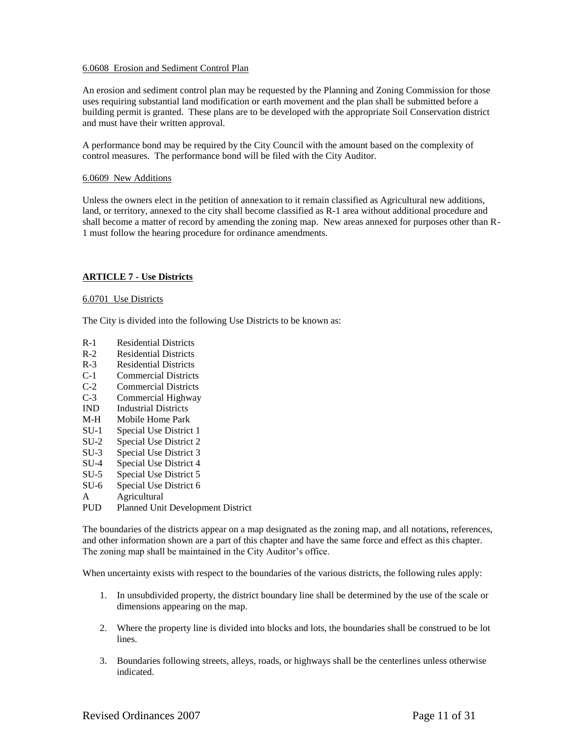6.0608 Erosion and Sediment Control Plan

An erosion and sediment control plan may be requested by the Planning and Zoning Commission for those uses requiring substantial land modification or earth movement and the plan shall be submitted before a building permit is granted. These plans are to be developed with the appropriate Soil Conservation district and must have their written approval.

A performance bond may be required by the City Council with the amount based on the complexity of control measures. The performance bond will be filed with the City Auditor.

6.0609 New Additions

Unless the owners elect in the petition of annexation to it remain classified as Agricultural new additions, land, or territory, annexed to the city shall become classified as R-1 area without additional procedure and shall become a matter of record by amending the zoning map. New areas annexed for purposes other than R-1 must follow the hearing procedure for ordinance amendments.

## ARTICLE 7 - Use Districts

6.0701 Use Districts

The City is divided into the following Use Districts to be known as:

R-1 Residential Districts
R-2 Residential Districts
R-3 Residential Districts
C-1 Commercial Districts
C-2 Commercial Districts
C-3 Commercial Highway
IND Industrial Districts
M-H Mobile Home Park
SU-1 Special Use District 1
SU-2 Special Use District 2
SU-3 Special Use District 3
SU-4 Special Use District 4
SU-5 Special Use District 5
SU-6 Special Use District 6
A Agricultural
PUD Planned Unit Development District

The boundaries of the districts appear on a map designated as the zoning map, and all notations, references, and other information shown are a part of this chapter and have the same force and effect as this chapter. The zoning map shall be maintained in the City Auditor's office.

When uncertainty exists with respect to the boundaries of the various districts, the following rules apply:

1. In unsubdivided property, the district boundary line shall be determined by the use of the scale or dimensions appearing on the map.

2. Where the property line is divided into blocks and lots, the boundaries shall be construed to be lot lines.

3. Boundaries following streets, alleys, roads, or highways shall be the centerlines unless otherwise indicated.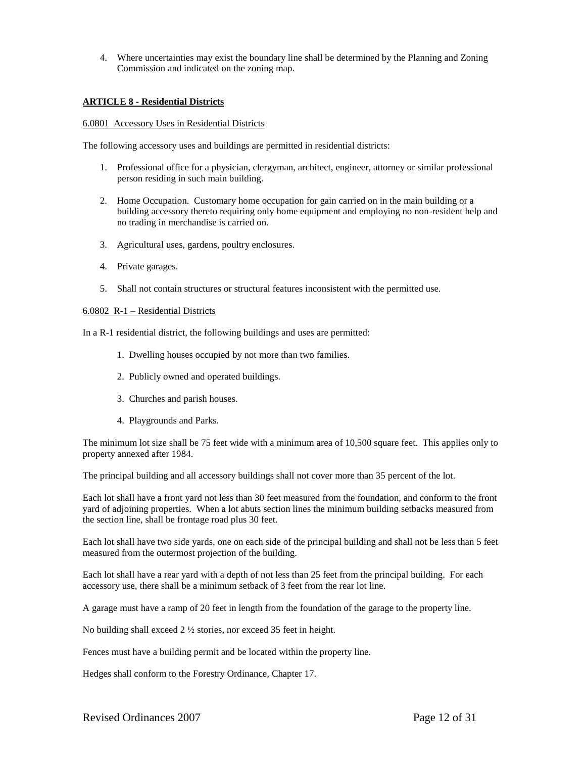4. Where uncertainties may exist the boundary line shall be determined by the Planning and Zoning Commission and indicated on the zoning map.

## ARTICLE 8 - Residential Districts

### 6.0801 Accessory Uses in Residential Districts

The following accessory uses and buildings are permitted in residential districts:

1. Professional office for a physician, clergyman, architect, engineer, attorney or similar professional person residing in such main building.

2. Home Occupation. Customary home occupation for gain carried on in the main building or a building accessory thereto requiring only home equipment and employing no non-resident help and no trading in merchandise is carried on.

3. Agricultural uses, gardens, poultry enclosures.

4. Private garages.

5. Shall not contain structures or structural features inconsistent with the permitted use.

### 6.0802 R-1 – Residential Districts

In a R-1 residential district, the following buildings and uses are permitted:

1. Dwelling houses occupied by not more than two families.

2. Publicly owned and operated buildings.

3. Churches and parish houses.

4. Playgrounds and Parks.

The minimum lot size shall be 75 feet wide with a minimum area of 10,500 square feet. This applies only to property annexed after 1984.

The principal building and all accessory buildings shall not cover more than 35 percent of the lot.

Each lot shall have a front yard not less than 30 feet measured from the foundation, and conform to the front yard of adjoining properties. When a lot abuts section lines the minimum building setbacks measured from the section line, shall be frontage road plus 30 feet.

Each lot shall have two side yards, one on each side of the principal building and shall not be less than 5 feet measured from the outermost projection of the building.

Each lot shall have a rear yard with a depth of not less than 25 feet from the principal building. For each accessory use, there shall be a minimum setback of 3 feet from the rear lot line.

A garage must have a ramp of 20 feet in length from the foundation of the garage to the property line.

No building shall exceed 2 ½ stories, nor exceed 35 feet in height.

Fences must have a building permit and be located within the property line.

Hedges shall conform to the Forestry Ordinance, Chapter 17.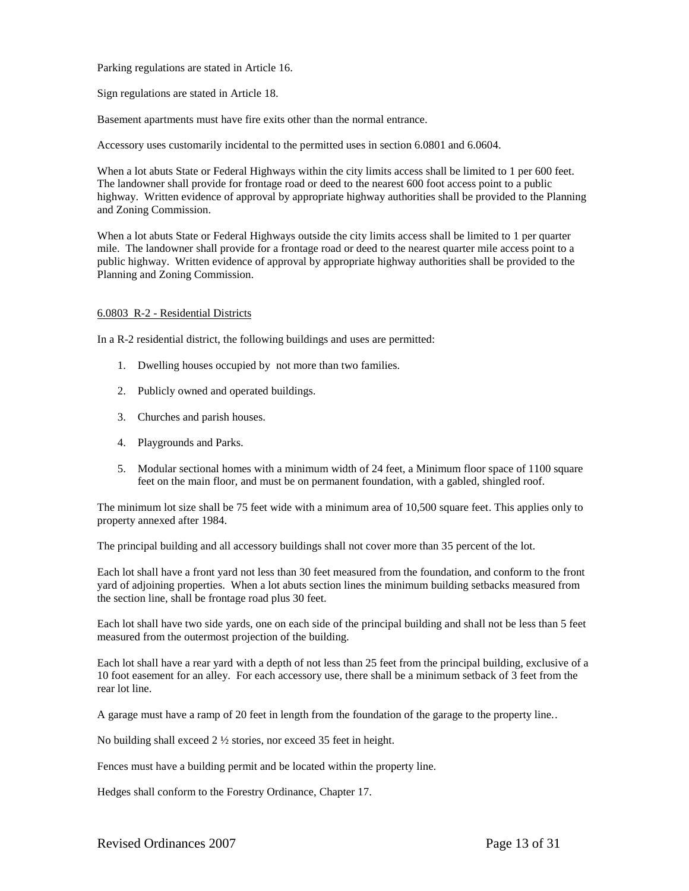Parking regulations are stated in Article 16.

Sign regulations are stated in Article 18.

Basement apartments must have fire exits other than the normal entrance.

Accessory uses customarily incidental to the permitted uses in section 6.0801 and 6.0604.

When a lot abuts State or Federal Highways within the city limits access shall be limited to 1 per 600 feet. The landowner shall provide for frontage road or deed to the nearest 600 foot access point to a public highway. Written evidence of approval by appropriate highway authorities shall be provided to the Planning and Zoning Commission.

When a lot abuts State or Federal Highways outside the city limits access shall be limited to 1 per quarter mile. The landowner shall provide for a frontage road or deed to the nearest quarter mile access point to a public highway. Written evidence of approval by appropriate highway authorities shall be provided to the Planning and Zoning Commission.

6.0803 R-2 - Residential Districts

In a R-2 residential district, the following buildings and uses are permitted:

1. Dwelling houses occupied by not more than two families.
2. Publicly owned and operated buildings.
3. Churches and parish houses.
4. Playgrounds and Parks.
5. Modular sectional homes with a minimum width of 24 feet, a Minimum floor space of 1100 square feet on the main floor, and must be on permanent foundation, with a gabled, shingled roof.

The minimum lot size shall be 75 feet wide with a minimum area of 10,500 square feet. This applies only to property annexed after 1984.

The principal building and all accessory buildings shall not cover more than 35 percent of the lot.

Each lot shall have a front yard not less than 30 feet measured from the foundation, and conform to the front yard of adjoining properties. When a lot abuts section lines the minimum building setbacks measured from the section line, shall be frontage road plus 30 feet.

Each lot shall have two side yards, one on each side of the principal building and shall not be less than 5 feet measured from the outermost projection of the building.

Each lot shall have a rear yard with a depth of not less than 25 feet from the principal building, exclusive of a 10 foot easement for an alley. For each accessory use, there shall be a minimum setback of 3 feet from the rear lot line.

A garage must have a ramp of 20 feet in length from the foundation of the garage to the property line..

No building shall exceed 2 ½ stories, nor exceed 35 feet in height.

Fences must have a building permit and be located within the property line.

Hedges shall conform to the Forestry Ordinance, Chapter 17.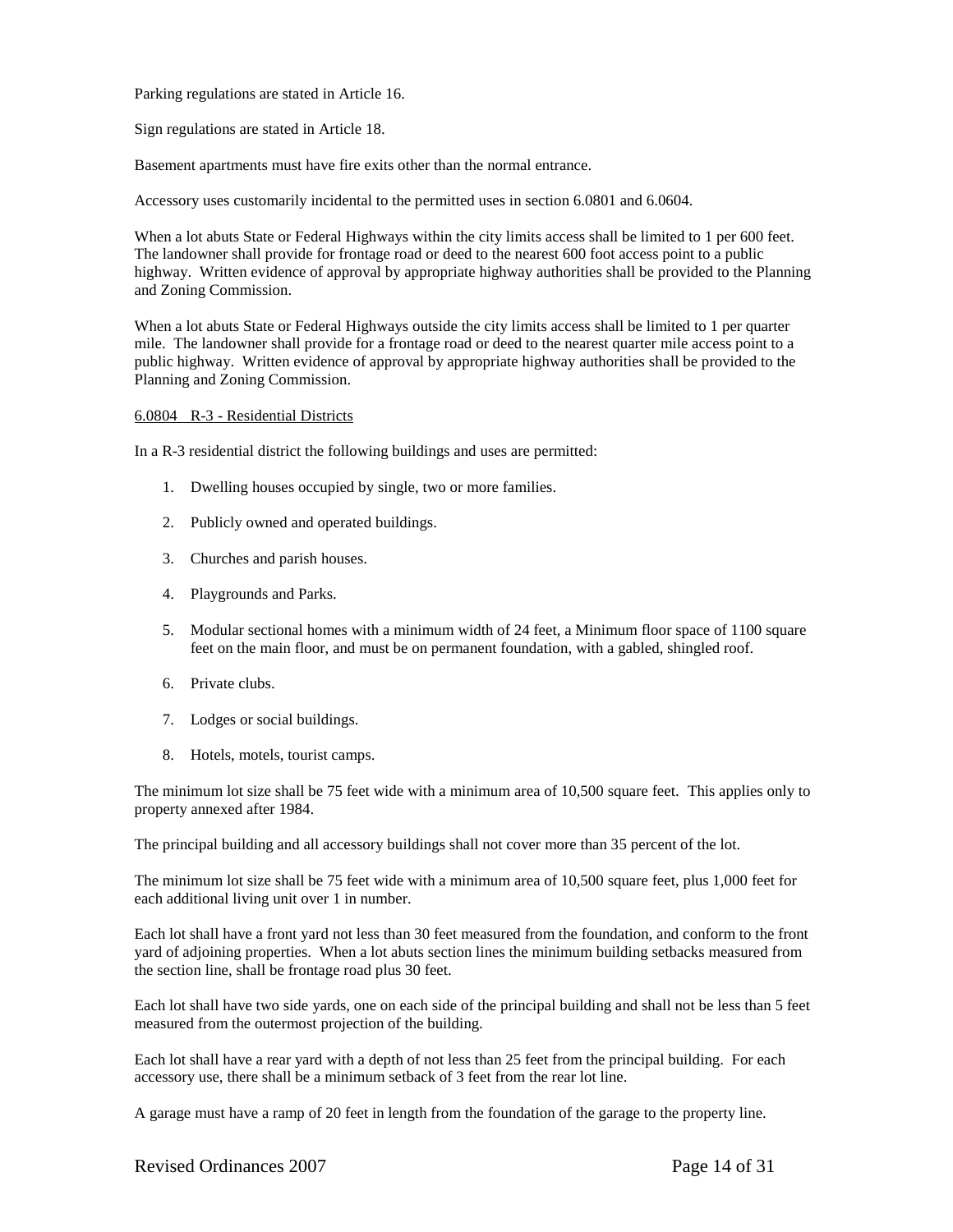Parking regulations are stated in Article 16.

Sign regulations are stated in Article 18.

Basement apartments must have fire exits other than the normal entrance.

Accessory uses customarily incidental to the permitted uses in section 6.0801 and 6.0604.

When a lot abuts State or Federal Highways within the city limits access shall be limited to 1 per 600 feet. The landowner shall provide for frontage road or deed to the nearest 600 foot access point to a public highway. Written evidence of approval by appropriate highway authorities shall be provided to the Planning and Zoning Commission.

When a lot abuts State or Federal Highways outside the city limits access shall be limited to 1 per quarter mile. The landowner shall provide for a frontage road or deed to the nearest quarter mile access point to a public highway. Written evidence of approval by appropriate highway authorities shall be provided to the Planning and Zoning Commission.

<u>6.0804 R-3 - Residential Districts</u>

In a R-3 residential district the following buildings and uses are permitted:

1. Dwelling houses occupied by single, two or more families.
2. Publicly owned and operated buildings.
3. Churches and parish houses.
4. Playgrounds and Parks.
5. Modular sectional homes with a minimum width of 24 feet, a Minimum floor space of 1100 square feet on the main floor, and must be on permanent foundation, with a gabled, shingled roof.
6. Private clubs.
7. Lodges or social buildings.
8. Hotels, motels, tourist camps.

The minimum lot size shall be 75 feet wide with a minimum area of 10,500 square feet. This applies only to property annexed after 1984.

The principal building and all accessory buildings shall not cover more than 35 percent of the lot.

The minimum lot size shall be 75 feet wide with a minimum area of 10,500 square feet, plus 1,000 feet for each additional living unit over 1 in number.

Each lot shall have a front yard not less than 30 feet measured from the foundation, and conform to the front yard of adjoining properties. When a lot abuts section lines the minimum building setbacks measured from the section line, shall be frontage road plus 30 feet.

Each lot shall have two side yards, one on each side of the principal building and shall not be less than 5 feet measured from the outermost projection of the building.

Each lot shall have a rear yard with a depth of not less than 25 feet from the principal building. For each accessory use, there shall be a minimum setback of 3 feet from the rear lot line.

A garage must have a ramp of 20 feet in length from the foundation of the garage to the property line.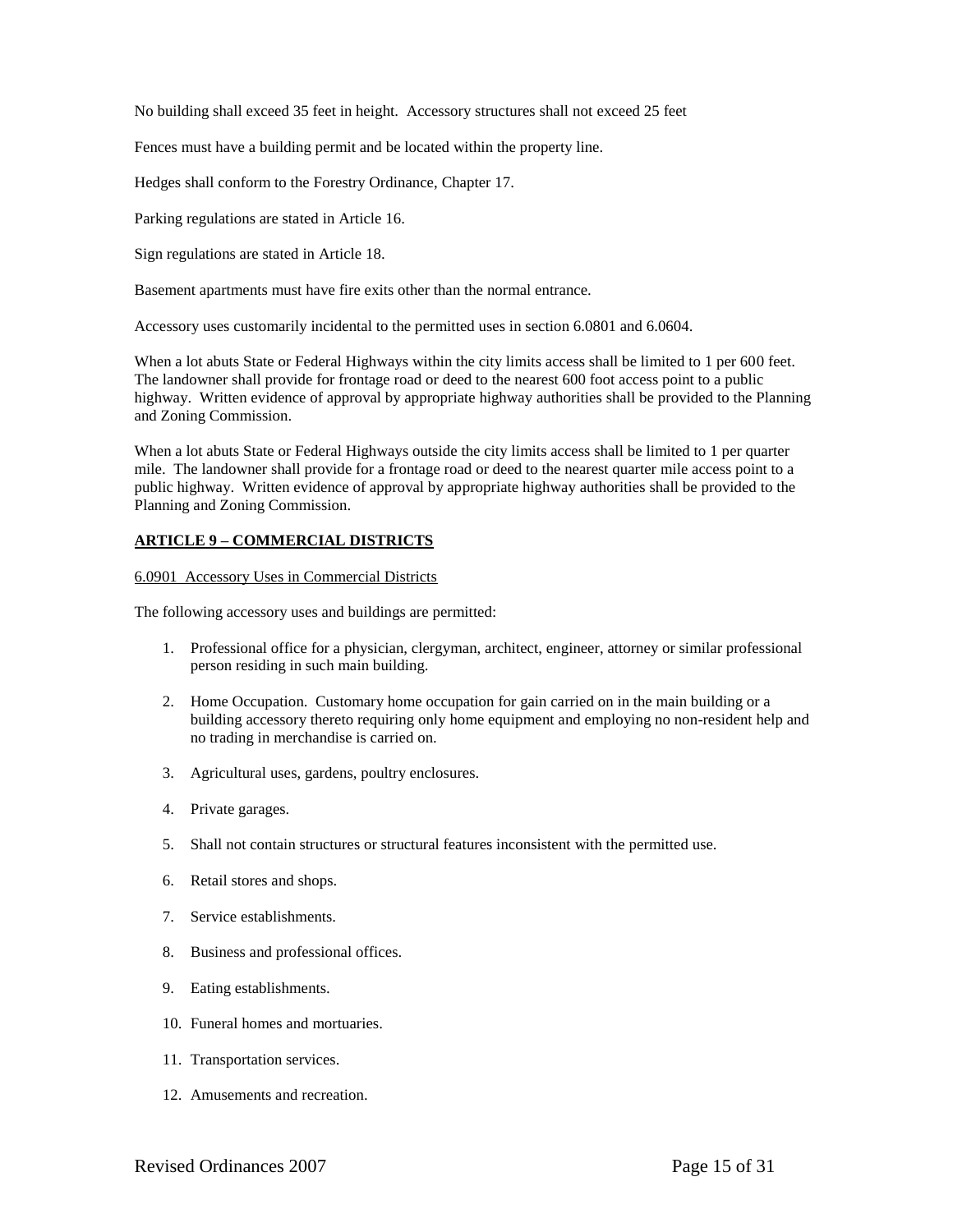No building shall exceed 35 feet in height. Accessory structures shall not exceed 25 feet

Fences must have a building permit and be located within the property line.

Hedges shall conform to the Forestry Ordinance, Chapter 17.

Parking regulations are stated in Article 16.

Sign regulations are stated in Article 18.

Basement apartments must have fire exits other than the normal entrance.

Accessory uses customarily incidental to the permitted uses in section 6.0801 and 6.0604.

When a lot abuts State or Federal Highways within the city limits access shall be limited to 1 per 600 feet. The landowner shall provide for frontage road or deed to the nearest 600 foot access point to a public highway. Written evidence of approval by appropriate highway authorities shall be provided to the Planning and Zoning Commission.

When a lot abuts State or Federal Highways outside the city limits access shall be limited to 1 per quarter mile. The landowner shall provide for a frontage road or deed to the nearest quarter mile access point to a public highway. Written evidence of approval by appropriate highway authorities shall be provided to the Planning and Zoning Commission.

## ARTICLE 9 – COMMERCIAL DISTRICTS

### 6.0901 Accessory Uses in Commercial Districts

The following accessory uses and buildings are permitted:

1. Professional office for a physician, clergyman, architect, engineer, attorney or similar professional person residing in such main building.
2. Home Occupation. Customary home occupation for gain carried on in the main building or a building accessory thereto requiring only home equipment and employing no non-resident help and no trading in merchandise is carried on.
3. Agricultural uses, gardens, poultry enclosures.
4. Private garages.
5. Shall not contain structures or structural features inconsistent with the permitted use.
6. Retail stores and shops.
7. Service establishments.
8. Business and professional offices.
9. Eating establishments.
10. Funeral homes and mortuaries.
11. Transportation services.
12. Amusements and recreation.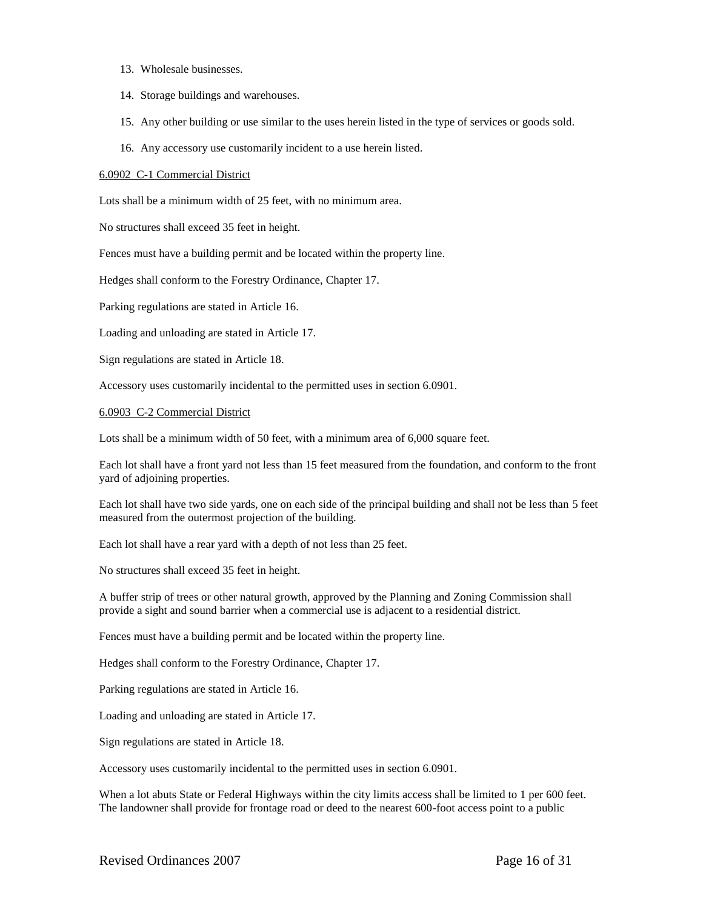13. Wholesale businesses.

14. Storage buildings and warehouses.

15. Any other building or use similar to the uses herein listed in the type of services or goods sold.

16. Any accessory use customarily incident to a use herein listed.

<u>6.0902 C-1 Commercial District</u>

Lots shall be a minimum width of 25 feet, with no minimum area.

No structures shall exceed 35 feet in height.

Fences must have a building permit and be located within the property line.

Hedges shall conform to the Forestry Ordinance, Chapter 17.

Parking regulations are stated in Article 16.

Loading and unloading are stated in Article 17.

Sign regulations are stated in Article 18.

Accessory uses customarily incidental to the permitted uses in section 6.0901.

<u>6.0903 C-2 Commercial District</u>

Lots shall be a minimum width of 50 feet, with a minimum area of 6,000 square feet.

Each lot shall have a front yard not less than 15 feet measured from the foundation, and conform to the front yard of adjoining properties.

Each lot shall have two side yards, one on each side of the principal building and shall not be less than 5 feet measured from the outermost projection of the building.

Each lot shall have a rear yard with a depth of not less than 25 feet.

No structures shall exceed 35 feet in height.

A buffer strip of trees or other natural growth, approved by the Planning and Zoning Commission shall provide a sight and sound barrier when a commercial use is adjacent to a residential district.

Fences must have a building permit and be located within the property line.

Hedges shall conform to the Forestry Ordinance, Chapter 17.

Parking regulations are stated in Article 16.

Loading and unloading are stated in Article 17.

Sign regulations are stated in Article 18.

Accessory uses customarily incidental to the permitted uses in section 6.0901.

When a lot abuts State or Federal Highways within the city limits access shall be limited to 1 per 600 feet. The landowner shall provide for frontage road or deed to the nearest 600-foot access point to a public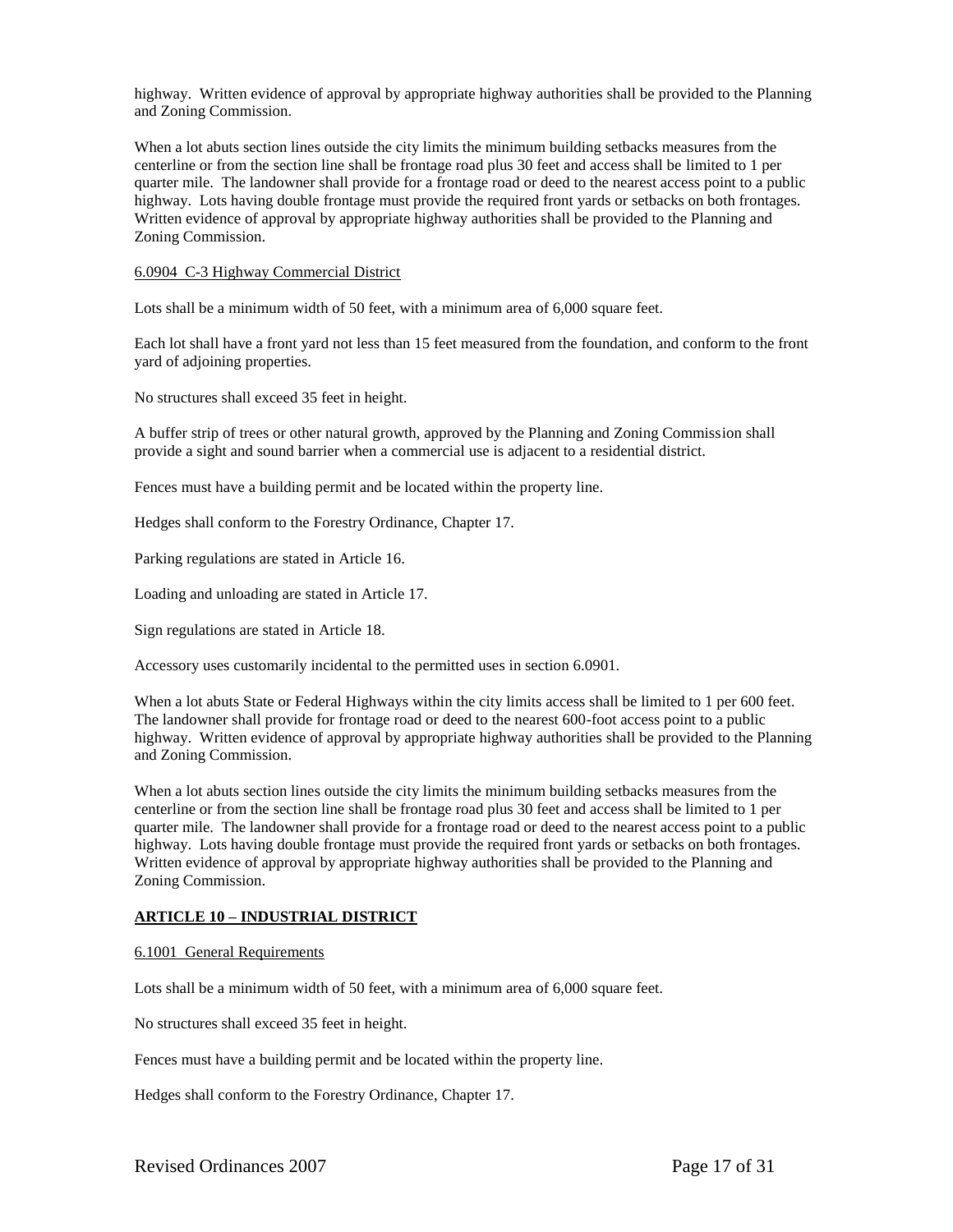highway. Written evidence of approval by appropriate highway authorities shall be provided to the Planning and Zoning Commission.

When a lot abuts section lines outside the city limits the minimum building setbacks measures from the centerline or from the section line shall be frontage road plus 30 feet and access shall be limited to 1 per quarter mile. The landowner shall provide for a frontage road or deed to the nearest access point to a public highway. Lots having double frontage must provide the required front yards or setbacks on both frontages. Written evidence of approval by appropriate highway authorities shall be provided to the Planning and Zoning Commission.

6.0904 C-3 Highway Commercial District

Lots shall be a minimum width of 50 feet, with a minimum area of 6,000 square feet.

Each lot shall have a front yard not less than 15 feet measured from the foundation, and conform to the front yard of adjoining properties.

No structures shall exceed 35 feet in height.

A buffer strip of trees or other natural growth, approved by the Planning and Zoning Commission shall provide a sight and sound barrier when a commercial use is adjacent to a residential district.

Fences must have a building permit and be located within the property line.

Hedges shall conform to the Forestry Ordinance, Chapter 17.

Parking regulations are stated in Article 16.

Loading and unloading are stated in Article 17.

Sign regulations are stated in Article 18.

Accessory uses customarily incidental to the permitted uses in section 6.0901.

When a lot abuts State or Federal Highways within the city limits access shall be limited to 1 per 600 feet. The landowner shall provide for frontage road or deed to the nearest 600-foot access point to a public highway. Written evidence of approval by appropriate highway authorities shall be provided to the Planning and Zoning Commission.

When a lot abuts section lines outside the city limits the minimum building setbacks measures from the centerline or from the section line shall be frontage road plus 30 feet and access shall be limited to 1 per quarter mile. The landowner shall provide for a frontage road or deed to the nearest access point to a public highway. Lots having double frontage must provide the required front yards or setbacks on both frontages. Written evidence of approval by appropriate highway authorities shall be provided to the Planning and Zoning Commission.

## ARTICLE 10 – INDUSTRIAL DISTRICT

6.1001 General Requirements

Lots shall be a minimum width of 50 feet, with a minimum area of 6,000 square feet.

No structures shall exceed 35 feet in height.

Fences must have a building permit and be located within the property line.

Hedges shall conform to the Forestry Ordinance, Chapter 17.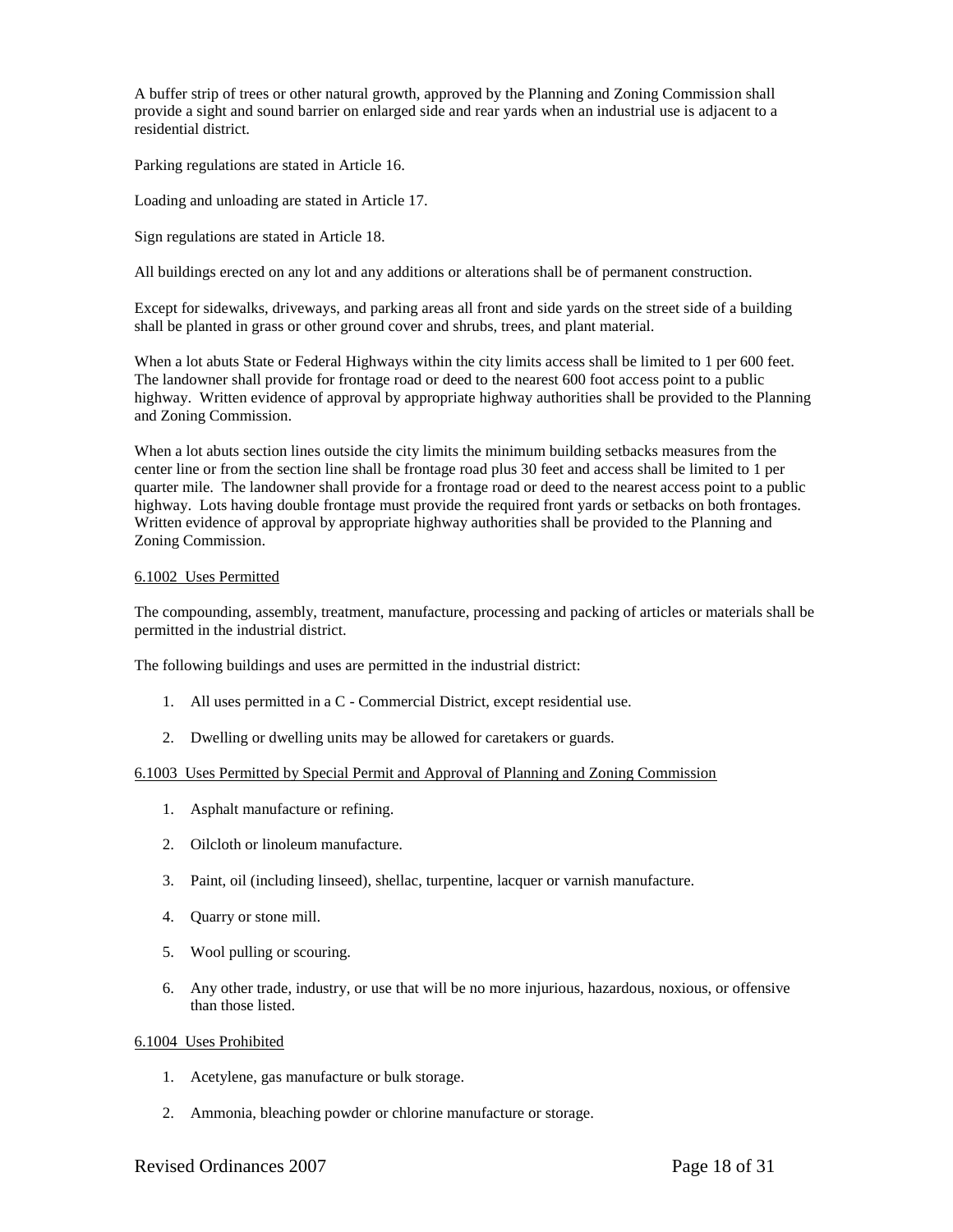A buffer strip of trees or other natural growth, approved by the Planning and Zoning Commission shall provide a sight and sound barrier on enlarged side and rear yards when an industrial use is adjacent to a residential district.

Parking regulations are stated in Article 16.

Loading and unloading are stated in Article 17.

Sign regulations are stated in Article 18.

All buildings erected on any lot and any additions or alterations shall be of permanent construction.

Except for sidewalks, driveways, and parking areas all front and side yards on the street side of a building shall be planted in grass or other ground cover and shrubs, trees, and plant material.

When a lot abuts State or Federal Highways within the city limits access shall be limited to 1 per 600 feet. The landowner shall provide for frontage road or deed to the nearest 600 foot access point to a public highway. Written evidence of approval by appropriate highway authorities shall be provided to the Planning and Zoning Commission.

When a lot abuts section lines outside the city limits the minimum building setbacks measures from the center line or from the section line shall be frontage road plus 30 feet and access shall be limited to 1 per quarter mile. The landowner shall provide for a frontage road or deed to the nearest access point to a public highway. Lots having double frontage must provide the required front yards or setbacks on both frontages. Written evidence of approval by appropriate highway authorities shall be provided to the Planning and Zoning Commission.

6.1002 Uses Permitted

The compounding, assembly, treatment, manufacture, processing and packing of articles or materials shall be permitted in the industrial district.

The following buildings and uses are permitted in the industrial district:

1. All uses permitted in a C - Commercial District, except residential use.

2. Dwelling or dwelling units may be allowed for caretakers or guards.

6.1003 Uses Permitted by Special Permit and Approval of Planning and Zoning Commission

1. Asphalt manufacture or refining.

2. Oilcloth or linoleum manufacture.

3. Paint, oil (including linseed), shellac, turpentine, lacquer or varnish manufacture.

4. Quarry or stone mill.

5. Wool pulling or scouring.

6. Any other trade, industry, or use that will be no more injurious, hazardous, noxious, or offensive than those listed.

6.1004 Uses Prohibited

1. Acetylene, gas manufacture or bulk storage.

2. Ammonia, bleaching powder or chlorine manufacture or storage.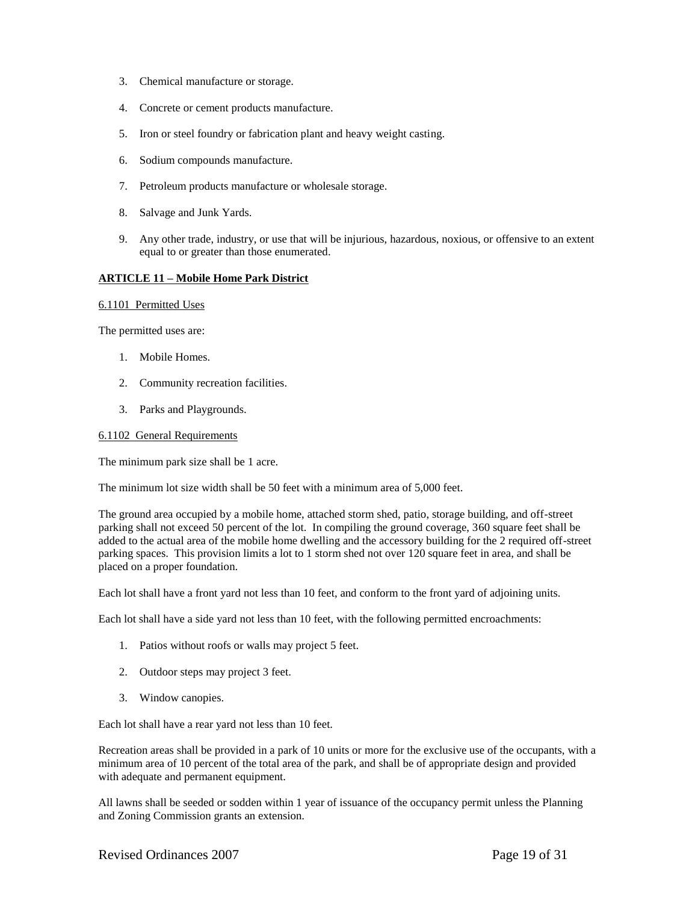3. Chemical manufacture or storage.

4. Concrete or cement products manufacture.

5. Iron or steel foundry or fabrication plant and heavy weight casting.

6. Sodium compounds manufacture.

7. Petroleum products manufacture or wholesale storage.

8. Salvage and Junk Yards.

9. Any other trade, industry, or use that will be injurious, hazardous, noxious, or offensive to an extent equal to or greater than those enumerated.

## ARTICLE 11 – Mobile Home Park District

### 6.1101 Permitted Uses

The permitted uses are:

1. Mobile Homes.

2. Community recreation facilities.

3. Parks and Playgrounds.

### 6.1102 General Requirements

The minimum park size shall be 1 acre.

The minimum lot size width shall be 50 feet with a minimum area of 5,000 feet.

The ground area occupied by a mobile home, attached storm shed, patio, storage building, and off-street parking shall not exceed 50 percent of the lot. In compiling the ground coverage, 360 square feet shall be added to the actual area of the mobile home dwelling and the accessory building for the 2 required off-street parking spaces. This provision limits a lot to 1 storm shed not over 120 square feet in area, and shall be placed on a proper foundation.

Each lot shall have a front yard not less than 10 feet, and conform to the front yard of adjoining units.

Each lot shall have a side yard not less than 10 feet, with the following permitted encroachments:

1. Patios without roofs or walls may project 5 feet.

2. Outdoor steps may project 3 feet.

3. Window canopies.

Each lot shall have a rear yard not less than 10 feet.

Recreation areas shall be provided in a park of 10 units or more for the exclusive use of the occupants, with a minimum area of 10 percent of the total area of the park, and shall be of appropriate design and provided with adequate and permanent equipment.

All lawns shall be seeded or sodden within 1 year of issuance of the occupancy permit unless the Planning and Zoning Commission grants an extension.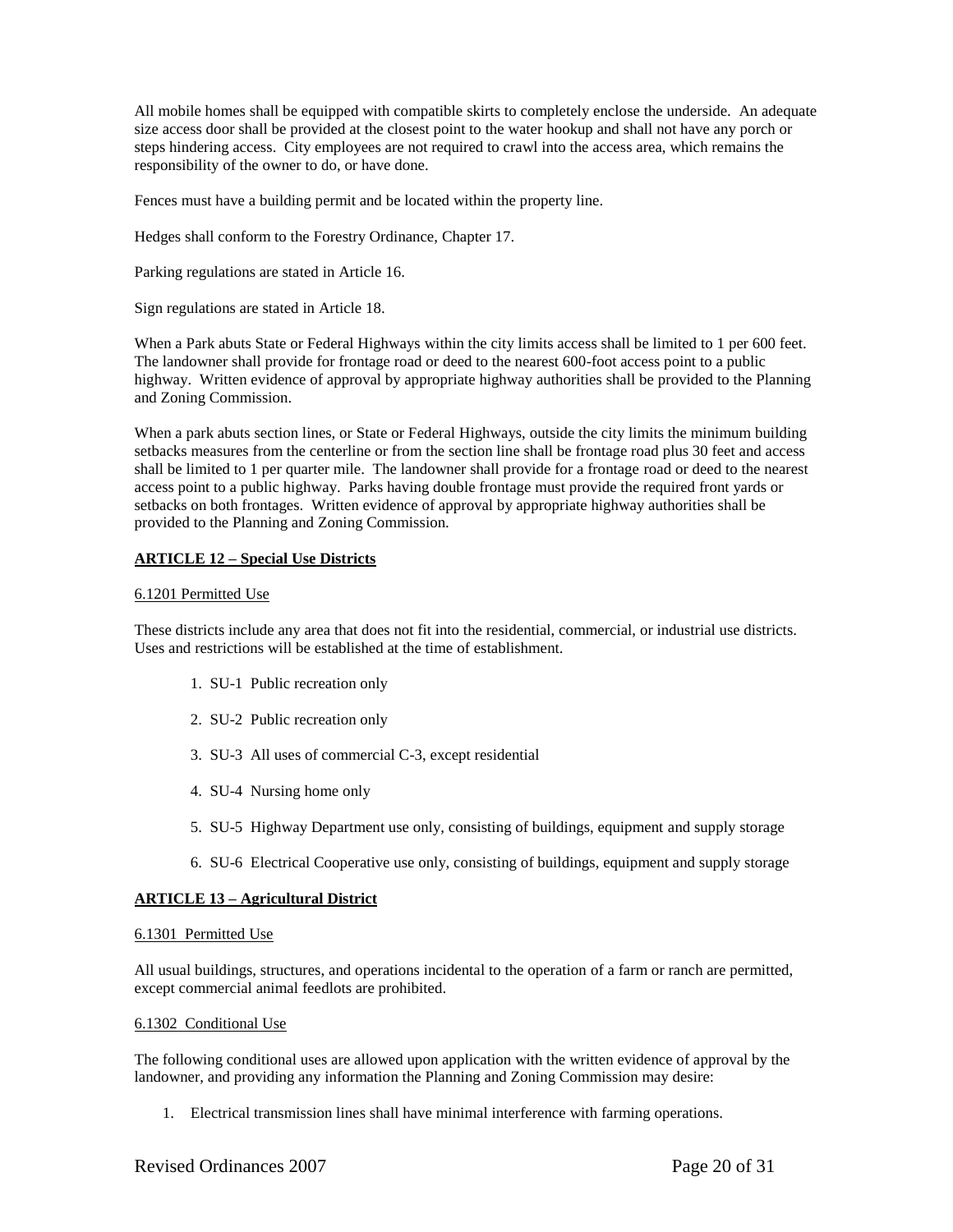All mobile homes shall be equipped with compatible skirts to completely enclose the underside. An adequate size access door shall be provided at the closest point to the water hookup and shall not have any porch or steps hindering access. City employees are not required to crawl into the access area, which remains the responsibility of the owner to do, or have done.

Fences must have a building permit and be located within the property line.

Hedges shall conform to the Forestry Ordinance, Chapter 17.

Parking regulations are stated in Article 16.

Sign regulations are stated in Article 18.

When a Park abuts State or Federal Highways within the city limits access shall be limited to 1 per 600 feet. The landowner shall provide for frontage road or deed to the nearest 600-foot access point to a public highway. Written evidence of approval by appropriate highway authorities shall be provided to the Planning and Zoning Commission.

When a park abuts section lines, or State or Federal Highways, outside the city limits the minimum building setbacks measures from the centerline or from the section line shall be frontage road plus 30 feet and access shall be limited to 1 per quarter mile. The landowner shall provide for a frontage road or deed to the nearest access point to a public highway. Parks having double frontage must provide the required front yards or setbacks on both frontages. Written evidence of approval by appropriate highway authorities shall be provided to the Planning and Zoning Commission.

## ARTICLE 12 – Special Use Districts

### 6.1201 Permitted Use

These districts include any area that does not fit into the residential, commercial, or industrial use districts. Uses and restrictions will be established at the time of establishment.

1. SU-1 Public recreation only
2. SU-2 Public recreation only
3. SU-3 All uses of commercial C-3, except residential
4. SU-4 Nursing home only
5. SU-5 Highway Department use only, consisting of buildings, equipment and supply storage
6. SU-6 Electrical Cooperative use only, consisting of buildings, equipment and supply storage

## ARTICLE 13 – Agricultural District

### 6.1301 Permitted Use

All usual buildings, structures, and operations incidental to the operation of a farm or ranch are permitted, except commercial animal feedlots are prohibited.

### 6.1302 Conditional Use

The following conditional uses are allowed upon application with the written evidence of approval by the landowner, and providing any information the Planning and Zoning Commission may desire:

1. Electrical transmission lines shall have minimal interference with farming operations.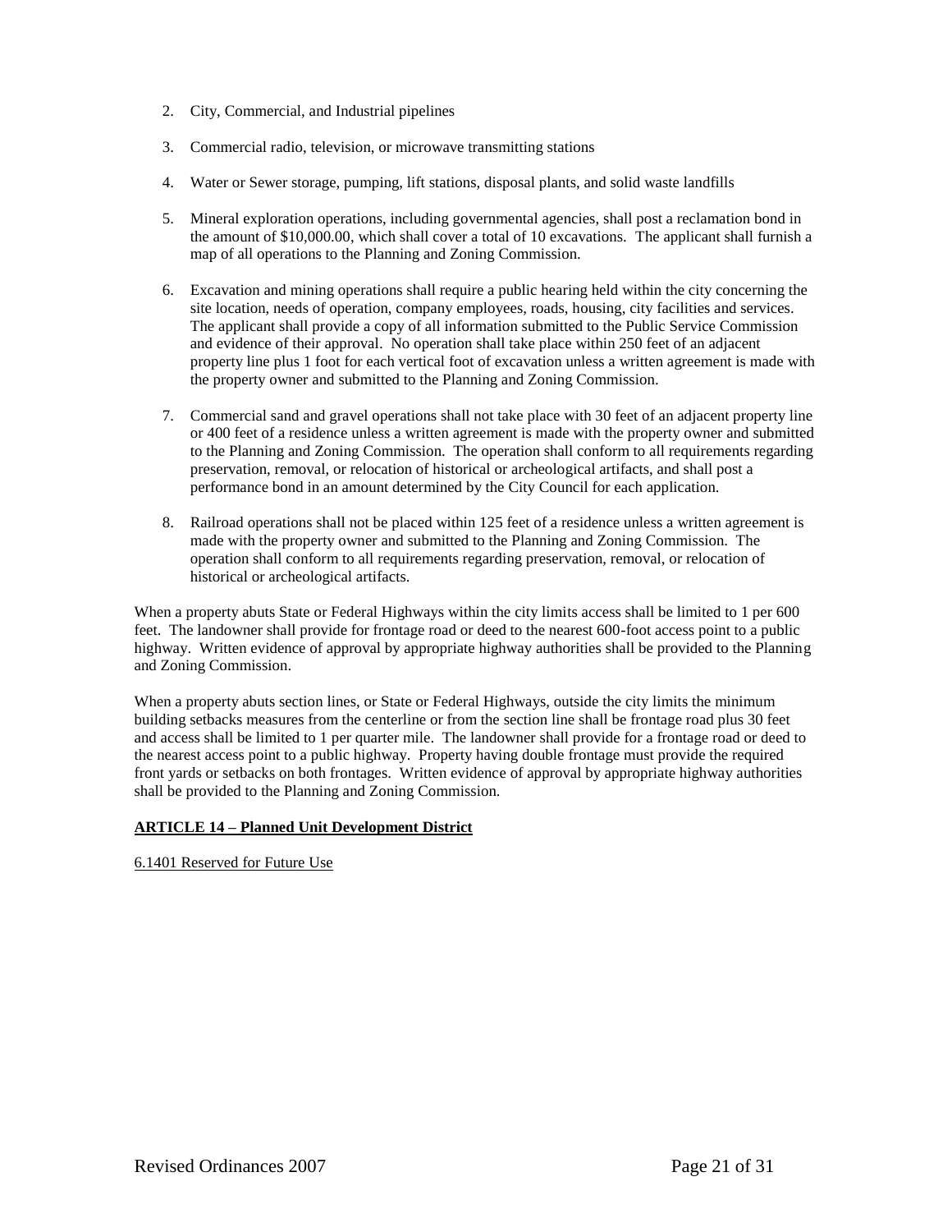2. City, Commercial, and Industrial pipelines

3. Commercial radio, television, or microwave transmitting stations

4. Water or Sewer storage, pumping, lift stations, disposal plants, and solid waste landfills

5. Mineral exploration operations, including governmental agencies, shall post a reclamation bond in the amount of $10,000.00, which shall cover a total of 10 excavations. The applicant shall furnish a map of all operations to the Planning and Zoning Commission.

6. Excavation and mining operations shall require a public hearing held within the city concerning the site location, needs of operation, company employees, roads, housing, city facilities and services. The applicant shall provide a copy of all information submitted to the Public Service Commission and evidence of their approval. No operation shall take place within 250 feet of an adjacent property line plus 1 foot for each vertical foot of excavation unless a written agreement is made with the property owner and submitted to the Planning and Zoning Commission.

7. Commercial sand and gravel operations shall not take place with 30 feet of an adjacent property line or 400 feet of a residence unless a written agreement is made with the property owner and submitted to the Planning and Zoning Commission. The operation shall conform to all requirements regarding preservation, removal, or relocation of historical or archeological artifacts, and shall post a performance bond in an amount determined by the City Council for each application.

8. Railroad operations shall not be placed within 125 feet of a residence unless a written agreement is made with the property owner and submitted to the Planning and Zoning Commission. The operation shall conform to all requirements regarding preservation, removal, or relocation of historical or archeological artifacts.

When a property abuts State or Federal Highways within the city limits access shall be limited to 1 per 600 feet. The landowner shall provide for frontage road or deed to the nearest 600-foot access point to a public highway. Written evidence of approval by appropriate highway authorities shall be provided to the Planning and Zoning Commission.

When a property abuts section lines, or State or Federal Highways, outside the city limits the minimum building setbacks measures from the centerline or from the section line shall be frontage road plus 30 feet and access shall be limited to 1 per quarter mile. The landowner shall provide for a frontage road or deed to the nearest access point to a public highway. Property having double frontage must provide the required front yards or setbacks on both frontages. Written evidence of approval by appropriate highway authorities shall be provided to the Planning and Zoning Commission.

## ARTICLE 14 – Planned Unit Development District

6.1401 Reserved for Future Use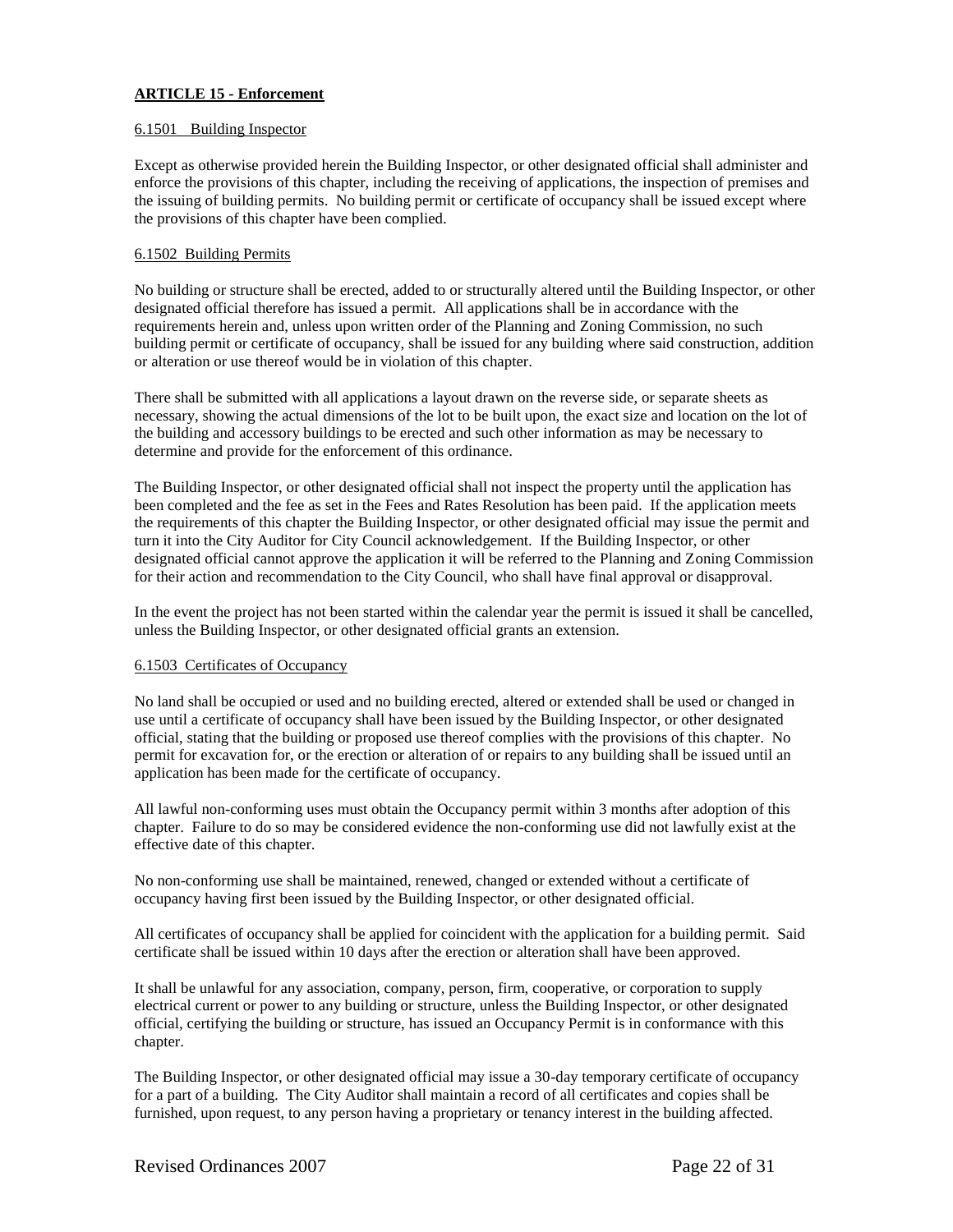## ARTICLE 15 - Enforcement

### 6.1501 Building Inspector

Except as otherwise provided herein the Building Inspector, or other designated official shall administer and enforce the provisions of this chapter, including the receiving of applications, the inspection of premises and the issuing of building permits. No building permit or certificate of occupancy shall be issued except where the provisions of this chapter have been complied.

### 6.1502 Building Permits

No building or structure shall be erected, added to or structurally altered until the Building Inspector, or other designated official therefore has issued a permit. All applications shall be in accordance with the requirements herein and, unless upon written order of the Planning and Zoning Commission, no such building permit or certificate of occupancy, shall be issued for any building where said construction, addition or alteration or use thereof would be in violation of this chapter.

There shall be submitted with all applications a layout drawn on the reverse side, or separate sheets as necessary, showing the actual dimensions of the lot to be built upon, the exact size and location on the lot of the building and accessory buildings to be erected and such other information as may be necessary to determine and provide for the enforcement of this ordinance.

The Building Inspector, or other designated official shall not inspect the property until the application has been completed and the fee as set in the Fees and Rates Resolution has been paid. If the application meets the requirements of this chapter the Building Inspector, or other designated official may issue the permit and turn it into the City Auditor for City Council acknowledgement. If the Building Inspector, or other designated official cannot approve the application it will be referred to the Planning and Zoning Commission for their action and recommendation to the City Council, who shall have final approval or disapproval.

In the event the project has not been started within the calendar year the permit is issued it shall be cancelled, unless the Building Inspector, or other designated official grants an extension.

### 6.1503 Certificates of Occupancy

No land shall be occupied or used and no building erected, altered or extended shall be used or changed in use until a certificate of occupancy shall have been issued by the Building Inspector, or other designated official, stating that the building or proposed use thereof complies with the provisions of this chapter. No permit for excavation for, or the erection or alteration of or repairs to any building shall be issued until an application has been made for the certificate of occupancy.

All lawful non-conforming uses must obtain the Occupancy permit within 3 months after adoption of this chapter. Failure to do so may be considered evidence the non-conforming use did not lawfully exist at the effective date of this chapter.

No non-conforming use shall be maintained, renewed, changed or extended without a certificate of occupancy having first been issued by the Building Inspector, or other designated official.

All certificates of occupancy shall be applied for coincident with the application for a building permit. Said certificate shall be issued within 10 days after the erection or alteration shall have been approved.

It shall be unlawful for any association, company, person, firm, cooperative, or corporation to supply electrical current or power to any building or structure, unless the Building Inspector, or other designated official, certifying the building or structure, has issued an Occupancy Permit is in conformance with this chapter.

The Building Inspector, or other designated official may issue a 30-day temporary certificate of occupancy for a part of a building. The City Auditor shall maintain a record of all certificates and copies shall be furnished, upon request, to any person having a proprietary or tenancy interest in the building affected.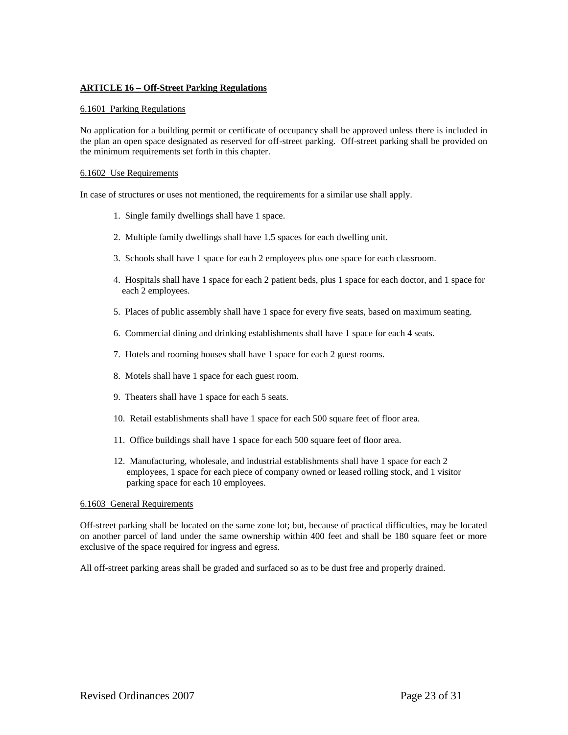## ARTICLE 16 – Off-Street Parking Regulations

### 6.1601 Parking Regulations

No application for a building permit or certificate of occupancy shall be approved unless there is included in the plan an open space designated as reserved for off-street parking. Off-street parking shall be provided on the minimum requirements set forth in this chapter.

### 6.1602 Use Requirements

In case of structures or uses not mentioned, the requirements for a similar use shall apply.

1. Single family dwellings shall have 1 space.
2. Multiple family dwellings shall have 1.5 spaces for each dwelling unit.
3. Schools shall have 1 space for each 2 employees plus one space for each classroom.
4. Hospitals shall have 1 space for each 2 patient beds, plus 1 space for each doctor, and 1 space for each 2 employees.
5. Places of public assembly shall have 1 space for every five seats, based on maximum seating.
6. Commercial dining and drinking establishments shall have 1 space for each 4 seats.
7. Hotels and rooming houses shall have 1 space for each 2 guest rooms.
8. Motels shall have 1 space for each guest room.
9. Theaters shall have 1 space for each 5 seats.
10. Retail establishments shall have 1 space for each 500 square feet of floor area.
11. Office buildings shall have 1 space for each 500 square feet of floor area.
12. Manufacturing, wholesale, and industrial establishments shall have 1 space for each 2 employees, 1 space for each piece of company owned or leased rolling stock, and 1 visitor parking space for each 10 employees.

### 6.1603 General Requirements

Off-street parking shall be located on the same zone lot; but, because of practical difficulties, may be located on another parcel of land under the same ownership within 400 feet and shall be 180 square feet or more exclusive of the space required for ingress and egress.

All off-street parking areas shall be graded and surfaced so as to be dust free and properly drained.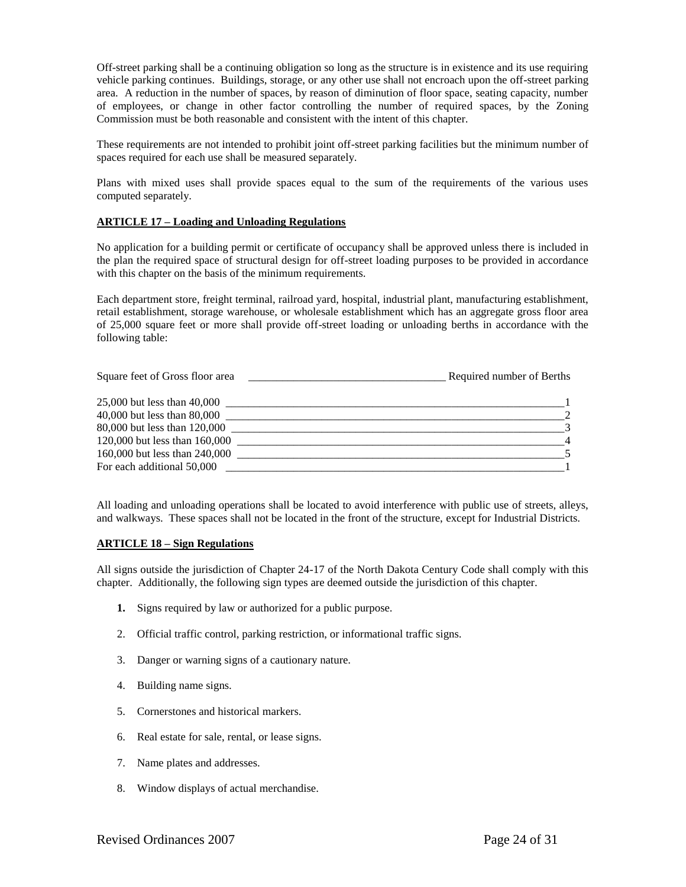Off-street parking shall be a continuing obligation so long as the structure is in existence and its use requiring vehicle parking continues. Buildings, storage, or any other use shall not encroach upon the off-street parking area. A reduction in the number of spaces, by reason of diminution of floor space, seating capacity, number of employees, or change in other factor controlling the number of required spaces, by the Zoning Commission must be both reasonable and consistent with the intent of this chapter.

These requirements are not intended to prohibit joint off-street parking facilities but the minimum number of spaces required for each use shall be measured separately.

Plans with mixed uses shall provide spaces equal to the sum of the requirements of the various uses computed separately.

**ARTICLE 17 – Loading and Unloading Regulations**

No application for a building permit or certificate of occupancy shall be approved unless there is included in the plan the required space of structural design for off-street loading purposes to be provided in accordance with this chapter on the basis of the minimum requirements.

Each department store, freight terminal, railroad yard, hospital, industrial plant, manufacturing establishment, retail establishment, storage warehouse, or wholesale establishment which has an aggregate gross floor area of 25,000 square feet or more shall provide off-street loading or unloading berths in accordance with the following table:

| Square feet of Gross floor area | Required number of Berths |
|---|---|
| 25,000 but less than 40,000 | 1 |
| 40,000 but less than 80,000 | 2 |
| 80,000 but less than 120,000 | 3 |
| 120,000 but less than 160,000 | 4 |
| 160,000 but less than 240,000 | 5 |
| For each additional 50,000 | 1 |

All loading and unloading operations shall be located to avoid interference with public use of streets, alleys, and walkways. These spaces shall not be located in the front of the structure, except for Industrial Districts.

**ARTICLE 18 – Sign Regulations**

All signs outside the jurisdiction of Chapter 24-17 of the North Dakota Century Code shall comply with this chapter. Additionally, the following sign types are deemed outside the jurisdiction of this chapter.

1. Signs required by law or authorized for a public purpose.
2. Official traffic control, parking restriction, or informational traffic signs.
3. Danger or warning signs of a cautionary nature.
4. Building name signs.
5. Cornerstones and historical markers.
6. Real estate for sale, rental, or lease signs.
7. Name plates and addresses.
8. Window displays of actual merchandise.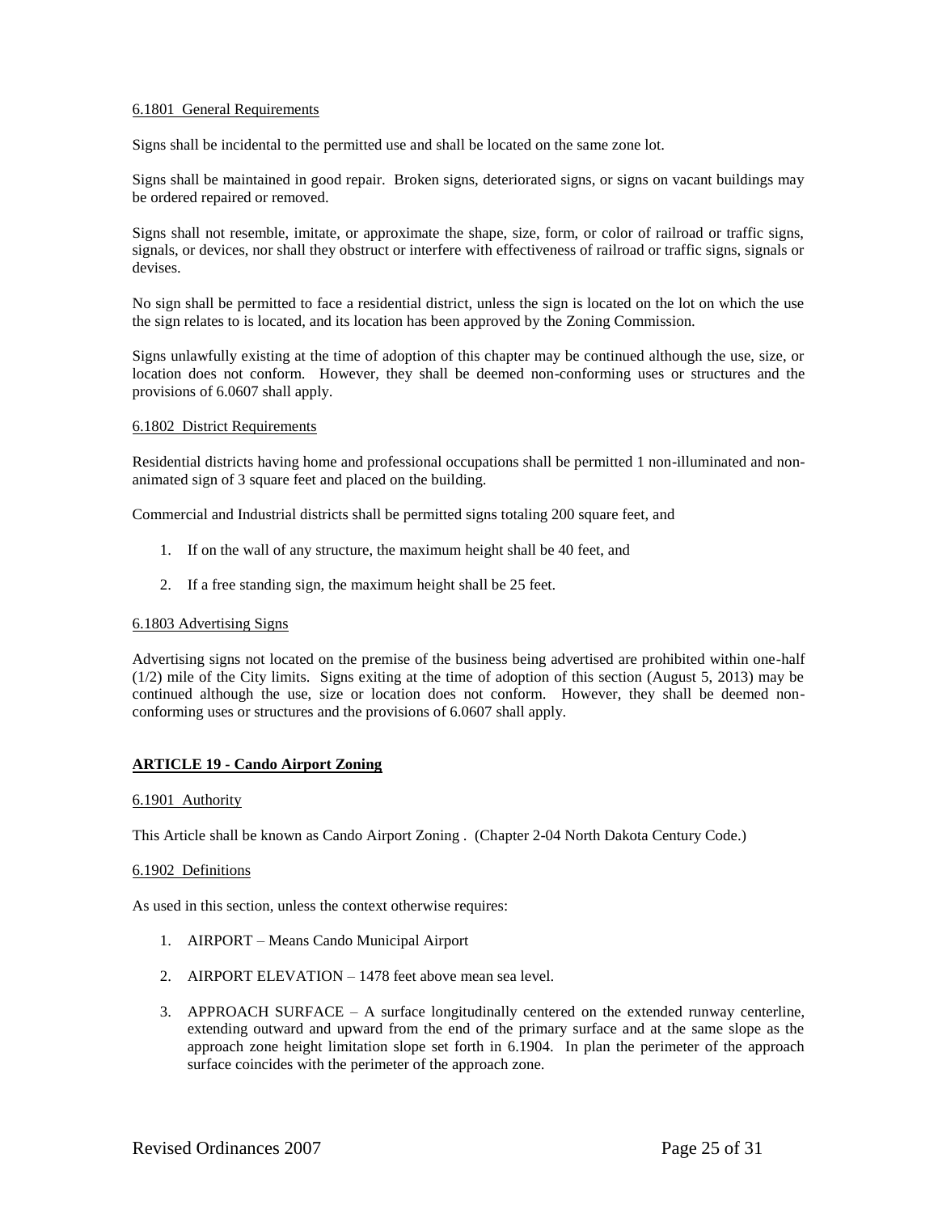6.1801 General Requirements

Signs shall be incidental to the permitted use and shall be located on the same zone lot.

Signs shall be maintained in good repair. Broken signs, deteriorated signs, or signs on vacant buildings may be ordered repaired or removed.

Signs shall not resemble, imitate, or approximate the shape, size, form, or color of railroad or traffic signs, signals, or devices, nor shall they obstruct or interfere with effectiveness of railroad or traffic signs, signals or devises.

No sign shall be permitted to face a residential district, unless the sign is located on the lot on which the use the sign relates to is located, and its location has been approved by the Zoning Commission.

Signs unlawfully existing at the time of adoption of this chapter may be continued although the use, size, or location does not conform. However, they shall be deemed non-conforming uses or structures and the provisions of 6.0607 shall apply.

6.1802 District Requirements

Residential districts having home and professional occupations shall be permitted 1 non-illuminated and non-animated sign of 3 square feet and placed on the building.

Commercial and Industrial districts shall be permitted signs totaling 200 square feet, and

1. If on the wall of any structure, the maximum height shall be 40 feet, and
2. If a free standing sign, the maximum height shall be 25 feet.

6.1803 Advertising Signs

Advertising signs not located on the premise of the business being advertised are prohibited within one-half (1/2) mile of the City limits. Signs exiting at the time of adoption of this section (August 5, 2013) may be continued although the use, size or location does not conform. However, they shall be deemed non-conforming uses or structures and the provisions of 6.0607 shall apply.

## ARTICLE 19 - Cando Airport Zoning

6.1901 Authority

This Article shall be known as Cando Airport Zoning . (Chapter 2-04 North Dakota Century Code.)

6.1902 Definitions

As used in this section, unless the context otherwise requires:

1. AIRPORT – Means Cando Municipal Airport
2. AIRPORT ELEVATION – 1478 feet above mean sea level.
3. APPROACH SURFACE – A surface longitudinally centered on the extended runway centerline, extending outward and upward from the end of the primary surface and at the same slope as the approach zone height limitation slope set forth in 6.1904. In plan the perimeter of the approach surface coincides with the perimeter of the approach zone.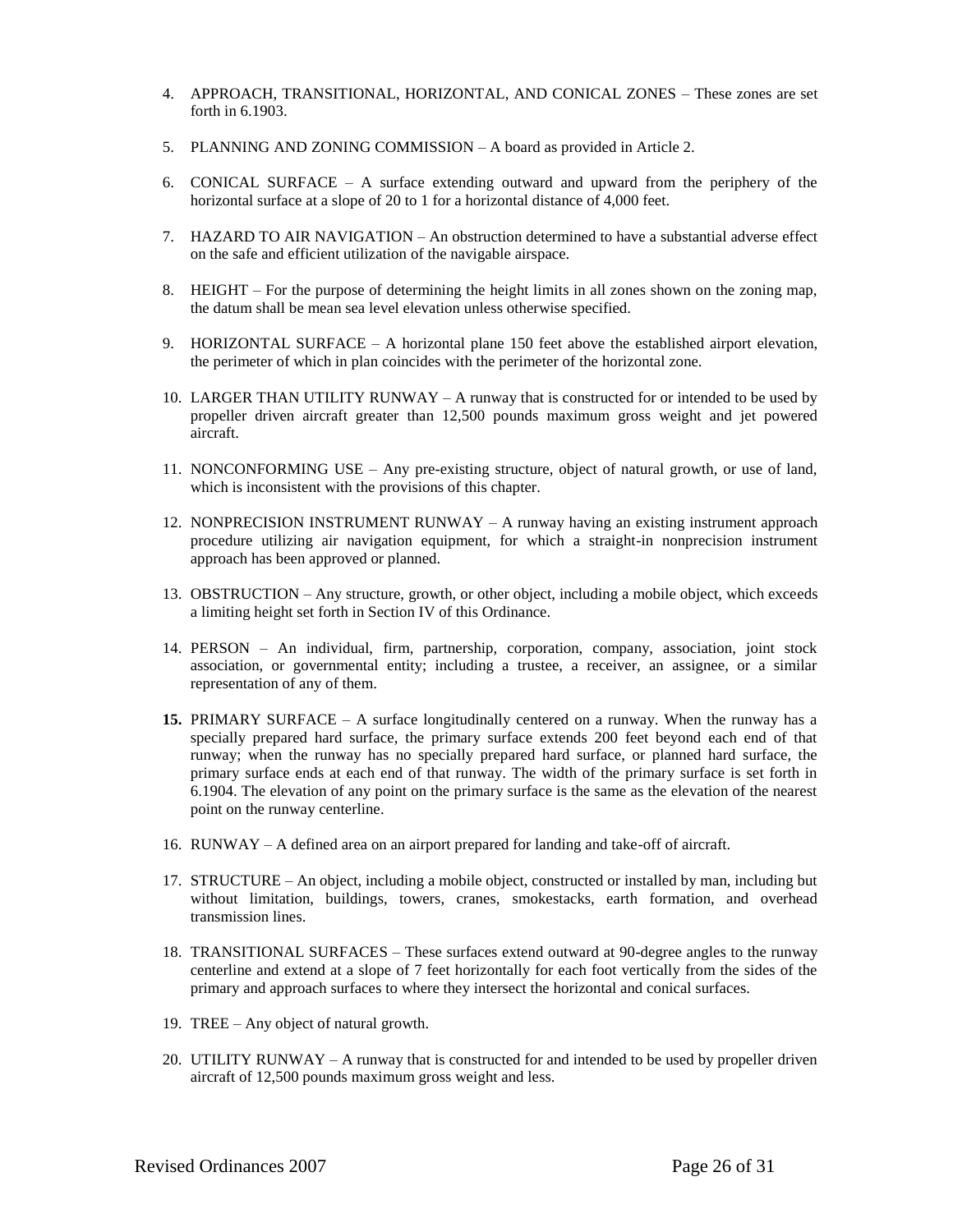4. APPROACH, TRANSITIONAL, HORIZONTAL, AND CONICAL ZONES – These zones are set forth in 6.1903.

5. PLANNING AND ZONING COMMISSION – A board as provided in Article 2.

6. CONICAL SURFACE – A surface extending outward and upward from the periphery of the horizontal surface at a slope of 20 to 1 for a horizontal distance of 4,000 feet.

7. HAZARD TO AIR NAVIGATION – An obstruction determined to have a substantial adverse effect on the safe and efficient utilization of the navigable airspace.

8. HEIGHT – For the purpose of determining the height limits in all zones shown on the zoning map, the datum shall be mean sea level elevation unless otherwise specified.

9. HORIZONTAL SURFACE – A horizontal plane 150 feet above the established airport elevation, the perimeter of which in plan coincides with the perimeter of the horizontal zone.

10. LARGER THAN UTILITY RUNWAY – A runway that is constructed for or intended to be used by propeller driven aircraft greater than 12,500 pounds maximum gross weight and jet powered aircraft.

11. NONCONFORMING USE – Any pre-existing structure, object of natural growth, or use of land, which is inconsistent with the provisions of this chapter.

12. NONPRECISION INSTRUMENT RUNWAY – A runway having an existing instrument approach procedure utilizing air navigation equipment, for which a straight-in nonprecision instrument approach has been approved or planned.

13. OBSTRUCTION – Any structure, growth, or other object, including a mobile object, which exceeds a limiting height set forth in Section IV of this Ordinance.

14. PERSON – An individual, firm, partnership, corporation, company, association, joint stock association, or governmental entity; including a trustee, a receiver, an assignee, or a similar representation of any of them.

**15.** PRIMARY SURFACE – A surface longitudinally centered on a runway. When the runway has a specially prepared hard surface, the primary surface extends 200 feet beyond each end of that runway; when the runway has no specially prepared hard surface, or planned hard surface, the primary surface ends at each end of that runway. The width of the primary surface is set forth in 6.1904. The elevation of any point on the primary surface is the same as the elevation of the nearest point on the runway centerline.

16. RUNWAY – A defined area on an airport prepared for landing and take-off of aircraft.

17. STRUCTURE – An object, including a mobile object, constructed or installed by man, including but without limitation, buildings, towers, cranes, smokestacks, earth formation, and overhead transmission lines.

18. TRANSITIONAL SURFACES – These surfaces extend outward at 90-degree angles to the runway centerline and extend at a slope of 7 feet horizontally for each foot vertically from the sides of the primary and approach surfaces to where they intersect the horizontal and conical surfaces.

19. TREE – Any object of natural growth.

20. UTILITY RUNWAY – A runway that is constructed for and intended to be used by propeller driven aircraft of 12,500 pounds maximum gross weight and less.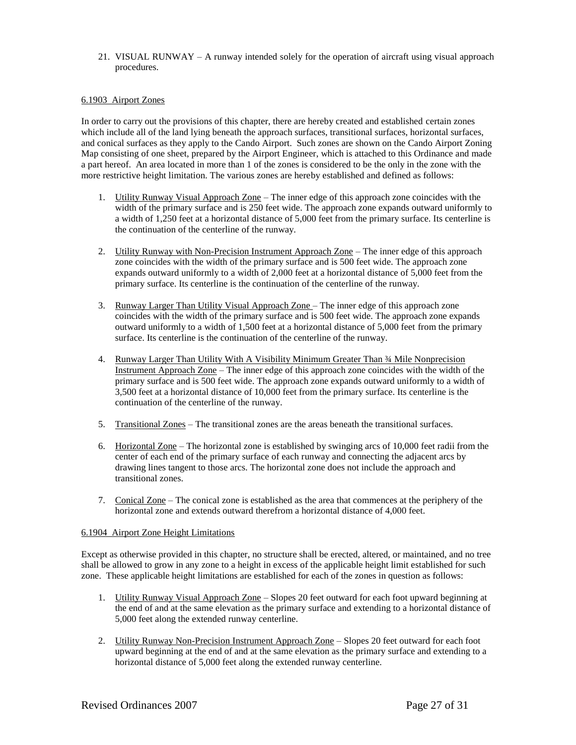21. VISUAL RUNWAY – A runway intended solely for the operation of aircraft using visual approach procedures.

## 6.1903 Airport Zones

In order to carry out the provisions of this chapter, there are hereby created and established certain zones which include all of the land lying beneath the approach surfaces, transitional surfaces, horizontal surfaces, and conical surfaces as they apply to the Cando Airport. Such zones are shown on the Cando Airport Zoning Map consisting of one sheet, prepared by the Airport Engineer, which is attached to this Ordinance and made a part hereof. An area located in more than 1 of the zones is considered to be the only in the zone with the more restrictive height limitation. The various zones are hereby established and defined as follows:

1. Utility Runway Visual Approach Zone – The inner edge of this approach zone coincides with the width of the primary surface and is 250 feet wide. The approach zone expands outward uniformly to a width of 1,250 feet at a horizontal distance of 5,000 feet from the primary surface. Its centerline is the continuation of the centerline of the runway.

2. Utility Runway with Non-Precision Instrument Approach Zone – The inner edge of this approach zone coincides with the width of the primary surface and is 500 feet wide. The approach zone expands outward uniformly to a width of 2,000 feet at a horizontal distance of 5,000 feet from the primary surface. Its centerline is the continuation of the centerline of the runway.

3. Runway Larger Than Utility Visual Approach Zone – The inner edge of this approach zone coincides with the width of the primary surface and is 500 feet wide. The approach zone expands outward uniformly to a width of 1,500 feet at a horizontal distance of 5,000 feet from the primary surface. Its centerline is the continuation of the centerline of the runway.

4. Runway Larger Than Utility With A Visibility Minimum Greater Than ¾ Mile Nonprecision Instrument Approach Zone – The inner edge of this approach zone coincides with the width of the primary surface and is 500 feet wide. The approach zone expands outward uniformly to a width of 3,500 feet at a horizontal distance of 10,000 feet from the primary surface. Its centerline is the continuation of the centerline of the runway.

5. Transitional Zones – The transitional zones are the areas beneath the transitional surfaces.

6. Horizontal Zone – The horizontal zone is established by swinging arcs of 10,000 feet radii from the center of each end of the primary surface of each runway and connecting the adjacent arcs by drawing lines tangent to those arcs. The horizontal zone does not include the approach and transitional zones.

7. Conical Zone – The conical zone is established as the area that commences at the periphery of the horizontal zone and extends outward therefrom a horizontal distance of 4,000 feet.

## 6.1904 Airport Zone Height Limitations

Except as otherwise provided in this chapter, no structure shall be erected, altered, or maintained, and no tree shall be allowed to grow in any zone to a height in excess of the applicable height limit established for such zone. These applicable height limitations are established for each of the zones in question as follows:

1. Utility Runway Visual Approach Zone – Slopes 20 feet outward for each foot upward beginning at the end of and at the same elevation as the primary surface and extending to a horizontal distance of 5,000 feet along the extended runway centerline.

2. Utility Runway Non-Precision Instrument Approach Zone – Slopes 20 feet outward for each foot upward beginning at the end of and at the same elevation as the primary surface and extending to a horizontal distance of 5,000 feet along the extended runway centerline.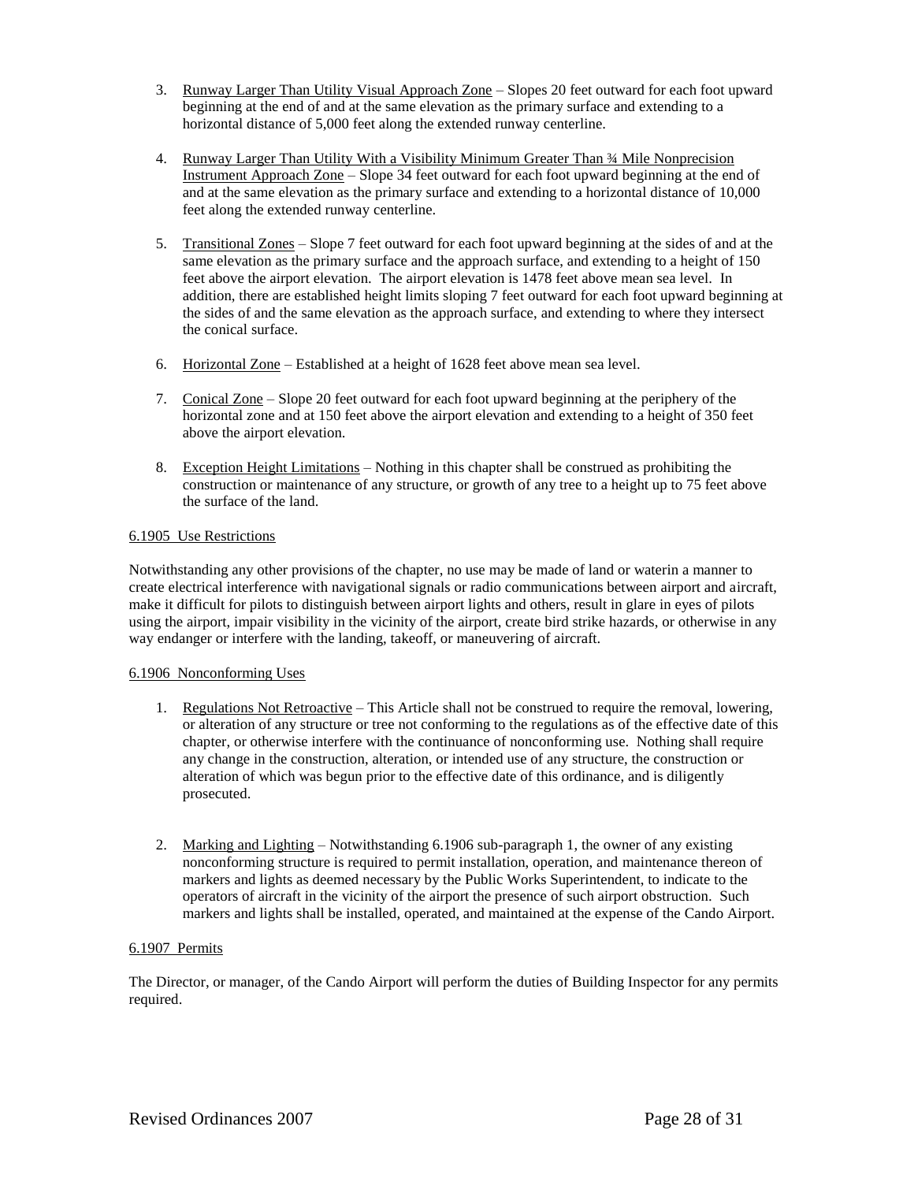3. Runway Larger Than Utility Visual Approach Zone – Slopes 20 feet outward for each foot upward beginning at the end of and at the same elevation as the primary surface and extending to a horizontal distance of 5,000 feet along the extended runway centerline.

4. Runway Larger Than Utility With a Visibility Minimum Greater Than ¾ Mile Nonprecision Instrument Approach Zone – Slope 34 feet outward for each foot upward beginning at the end of and at the same elevation as the primary surface and extending to a horizontal distance of 10,000 feet along the extended runway centerline.

5. Transitional Zones – Slope 7 feet outward for each foot upward beginning at the sides of and at the same elevation as the primary surface and the approach surface, and extending to a height of 150 feet above the airport elevation. The airport elevation is 1478 feet above mean sea level. In addition, there are established height limits sloping 7 feet outward for each foot upward beginning at the sides of and the same elevation as the approach surface, and extending to where they intersect the conical surface.

6. Horizontal Zone – Established at a height of 1628 feet above mean sea level.

7. Conical Zone – Slope 20 feet outward for each foot upward beginning at the periphery of the horizontal zone and at 150 feet above the airport elevation and extending to a height of 350 feet above the airport elevation.

8. Exception Height Limitations – Nothing in this chapter shall be construed as prohibiting the construction or maintenance of any structure, or growth of any tree to a height up to 75 feet above the surface of the land.

## 6.1905 Use Restrictions

Notwithstanding any other provisions of the chapter, no use may be made of land or waterin a manner to create electrical interference with navigational signals or radio communications between airport and aircraft, make it difficult for pilots to distinguish between airport lights and others, result in glare in eyes of pilots using the airport, impair visibility in the vicinity of the airport, create bird strike hazards, or otherwise in any way endanger or interfere with the landing, takeoff, or maneuvering of aircraft.

## 6.1906 Nonconforming Uses

1. Regulations Not Retroactive – This Article shall not be construed to require the removal, lowering, or alteration of any structure or tree not conforming to the regulations as of the effective date of this chapter, or otherwise interfere with the continuance of nonconforming use. Nothing shall require any change in the construction, alteration, or intended use of any structure, the construction or alteration of which was begun prior to the effective date of this ordinance, and is diligently prosecuted.

2. Marking and Lighting – Notwithstanding 6.1906 sub-paragraph 1, the owner of any existing nonconforming structure is required to permit installation, operation, and maintenance thereon of markers and lights as deemed necessary by the Public Works Superintendent, to indicate to the operators of aircraft in the vicinity of the airport the presence of such airport obstruction. Such markers and lights shall be installed, operated, and maintained at the expense of the Cando Airport.

## 6.1907 Permits

The Director, or manager, of the Cando Airport will perform the duties of Building Inspector for any permits required.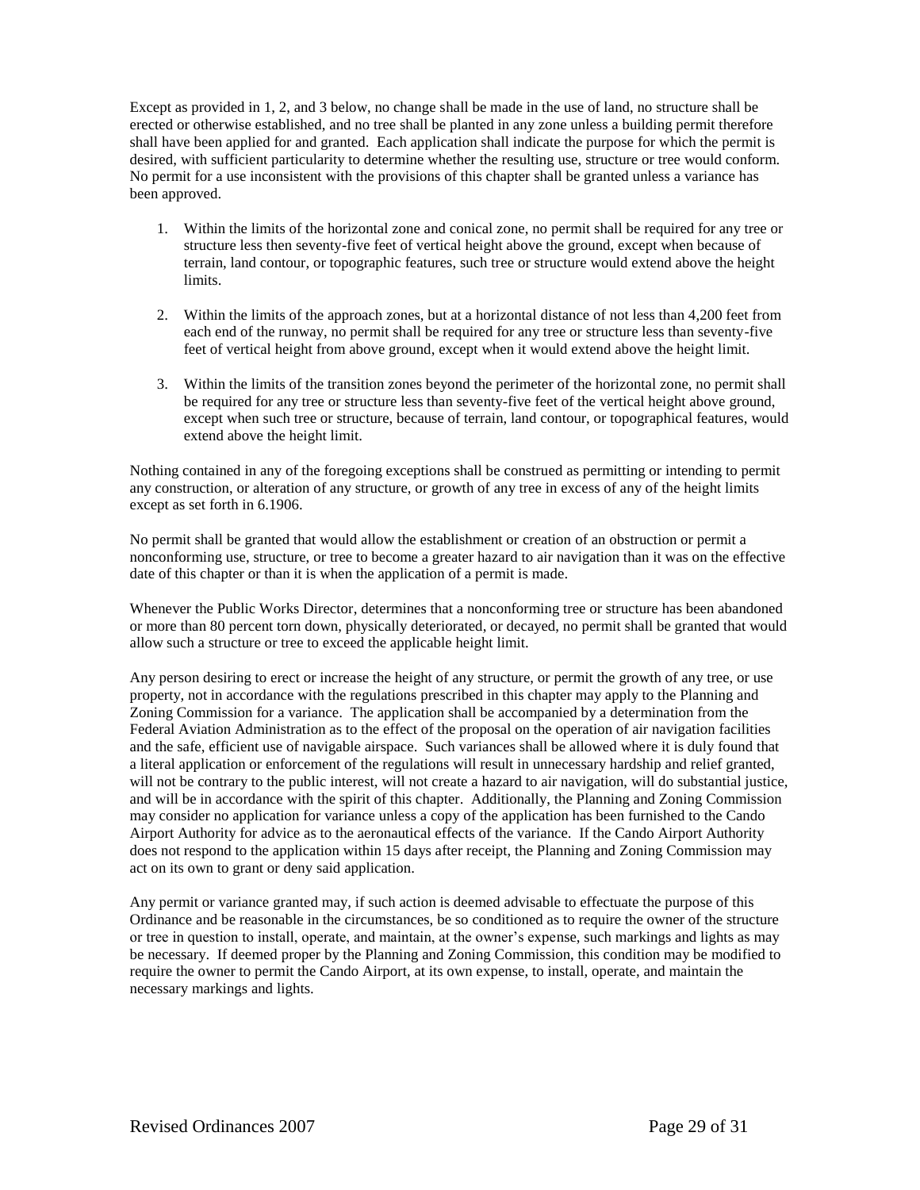Except as provided in 1, 2, and 3 below, no change shall be made in the use of land, no structure shall be erected or otherwise established, and no tree shall be planted in any zone unless a building permit therefore shall have been applied for and granted. Each application shall indicate the purpose for which the permit is desired, with sufficient particularity to determine whether the resulting use, structure or tree would conform. No permit for a use inconsistent with the provisions of this chapter shall be granted unless a variance has been approved.

1. Within the limits of the horizontal zone and conical zone, no permit shall be required for any tree or structure less then seventy-five feet of vertical height above the ground, except when because of terrain, land contour, or topographic features, such tree or structure would extend above the height limits.

2. Within the limits of the approach zones, but at a horizontal distance of not less than 4,200 feet from each end of the runway, no permit shall be required for any tree or structure less than seventy-five feet of vertical height from above ground, except when it would extend above the height limit.

3. Within the limits of the transition zones beyond the perimeter of the horizontal zone, no permit shall be required for any tree or structure less than seventy-five feet of the vertical height above ground, except when such tree or structure, because of terrain, land contour, or topographical features, would extend above the height limit.

Nothing contained in any of the foregoing exceptions shall be construed as permitting or intending to permit any construction, or alteration of any structure, or growth of any tree in excess of any of the height limits except as set forth in 6.1906.

No permit shall be granted that would allow the establishment or creation of an obstruction or permit a nonconforming use, structure, or tree to become a greater hazard to air navigation than it was on the effective date of this chapter or than it is when the application of a permit is made.

Whenever the Public Works Director, determines that a nonconforming tree or structure has been abandoned or more than 80 percent torn down, physically deteriorated, or decayed, no permit shall be granted that would allow such a structure or tree to exceed the applicable height limit.

Any person desiring to erect or increase the height of any structure, or permit the growth of any tree, or use property, not in accordance with the regulations prescribed in this chapter may apply to the Planning and Zoning Commission for a variance. The application shall be accompanied by a determination from the Federal Aviation Administration as to the effect of the proposal on the operation of air navigation facilities and the safe, efficient use of navigable airspace. Such variances shall be allowed where it is duly found that a literal application or enforcement of the regulations will result in unnecessary hardship and relief granted, will not be contrary to the public interest, will not create a hazard to air navigation, will do substantial justice, and will be in accordance with the spirit of this chapter. Additionally, the Planning and Zoning Commission may consider no application for variance unless a copy of the application has been furnished to the Cando Airport Authority for advice as to the aeronautical effects of the variance. If the Cando Airport Authority does not respond to the application within 15 days after receipt, the Planning and Zoning Commission may act on its own to grant or deny said application.

Any permit or variance granted may, if such action is deemed advisable to effectuate the purpose of this Ordinance and be reasonable in the circumstances, be so conditioned as to require the owner of the structure or tree in question to install, operate, and maintain, at the owner's expense, such markings and lights as may be necessary. If deemed proper by the Planning and Zoning Commission, this condition may be modified to require the owner to permit the Cando Airport, at its own expense, to install, operate, and maintain the necessary markings and lights.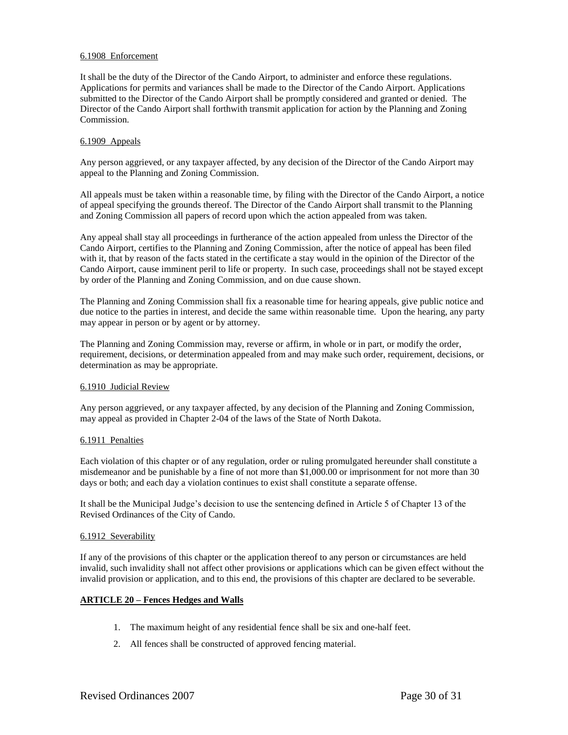6.1908 Enforcement

It shall be the duty of the Director of the Cando Airport, to administer and enforce these regulations. Applications for permits and variances shall be made to the Director of the Cando Airport. Applications submitted to the Director of the Cando Airport shall be promptly considered and granted or denied. The Director of the Cando Airport shall forthwith transmit application for action by the Planning and Zoning Commission.

6.1909 Appeals

Any person aggrieved, or any taxpayer affected, by any decision of the Director of the Cando Airport may appeal to the Planning and Zoning Commission.

All appeals must be taken within a reasonable time, by filing with the Director of the Cando Airport, a notice of appeal specifying the grounds thereof. The Director of the Cando Airport shall transmit to the Planning and Zoning Commission all papers of record upon which the action appealed from was taken.

Any appeal shall stay all proceedings in furtherance of the action appealed from unless the Director of the Cando Airport, certifies to the Planning and Zoning Commission, after the notice of appeal has been filed with it, that by reason of the facts stated in the certificate a stay would in the opinion of the Director of the Cando Airport, cause imminent peril to life or property. In such case, proceedings shall not be stayed except by order of the Planning and Zoning Commission, and on due cause shown.

The Planning and Zoning Commission shall fix a reasonable time for hearing appeals, give public notice and due notice to the parties in interest, and decide the same within reasonable time. Upon the hearing, any party may appear in person or by agent or by attorney.

The Planning and Zoning Commission may, reverse or affirm, in whole or in part, or modify the order, requirement, decisions, or determination appealed from and may make such order, requirement, decisions, or determination as may be appropriate.

6.1910 Judicial Review

Any person aggrieved, or any taxpayer affected, by any decision of the Planning and Zoning Commission, may appeal as provided in Chapter 2-04 of the laws of the State of North Dakota.

6.1911 Penalties

Each violation of this chapter or of any regulation, order or ruling promulgated hereunder shall constitute a misdemeanor and be punishable by a fine of not more than $1,000.00 or imprisonment for not more than 30 days or both; and each day a violation continues to exist shall constitute a separate offense.

It shall be the Municipal Judge's decision to use the sentencing defined in Article 5 of Chapter 13 of the Revised Ordinances of the City of Cando.

6.1912 Severability

If any of the provisions of this chapter or the application thereof to any person or circumstances are held invalid, such invalidity shall not affect other provisions or applications which can be given effect without the invalid provision or application, and to this end, the provisions of this chapter are declared to be severable.

## ARTICLE 20 – Fences Hedges and Walls

1. The maximum height of any residential fence shall be six and one-half feet.
2. All fences shall be constructed of approved fencing material.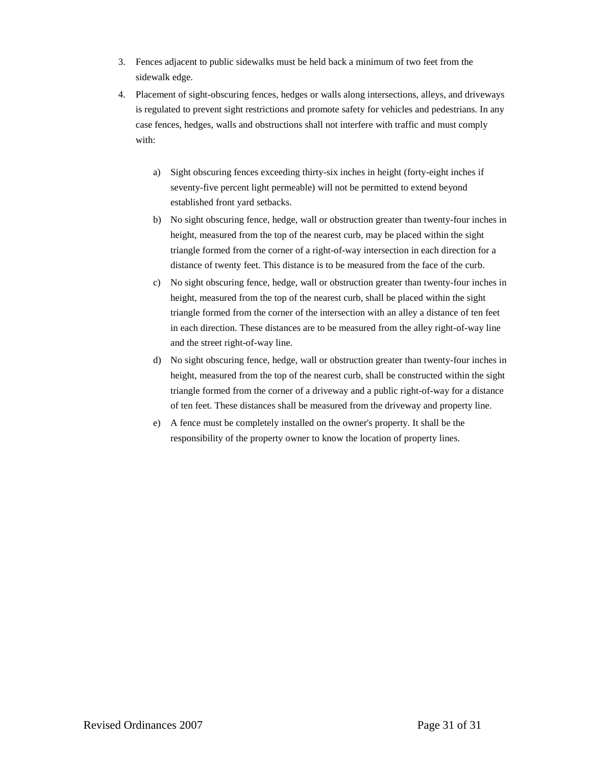3. Fences adjacent to public sidewalks must be held back a minimum of two feet from the sidewalk edge.
4. Placement of sight-obscuring fences, hedges or walls along intersections, alleys, and driveways is regulated to prevent sight restrictions and promote safety for vehicles and pedestrians. In any case fences, hedges, walls and obstructions shall not interfere with traffic and must comply with:

    a) Sight obscuring fences exceeding thirty-six inches in height (forty-eight inches if seventy-five percent light permeable) will not be permitted to extend beyond established front yard setbacks.
    b) No sight obscuring fence, hedge, wall or obstruction greater than twenty-four inches in height, measured from the top of the nearest curb, may be placed within the sight triangle formed from the corner of a right-of-way intersection in each direction for a distance of twenty feet. This distance is to be measured from the face of the curb.
    c) No sight obscuring fence, hedge, wall or obstruction greater than twenty-four inches in height, measured from the top of the nearest curb, shall be placed within the sight triangle formed from the corner of the intersection with an alley a distance of ten feet in each direction. These distances are to be measured from the alley right-of-way line and the street right-of-way line.
    d) No sight obscuring fence, hedge, wall or obstruction greater than twenty-four inches in height, measured from the top of the nearest curb, shall be constructed within the sight triangle formed from the corner of a driveway and a public right-of-way for a distance of ten feet. These distances shall be measured from the driveway and property line.
    e) A fence must be completely installed on the owner's property. It shall be the responsibility of the property owner to know the location of property lines.